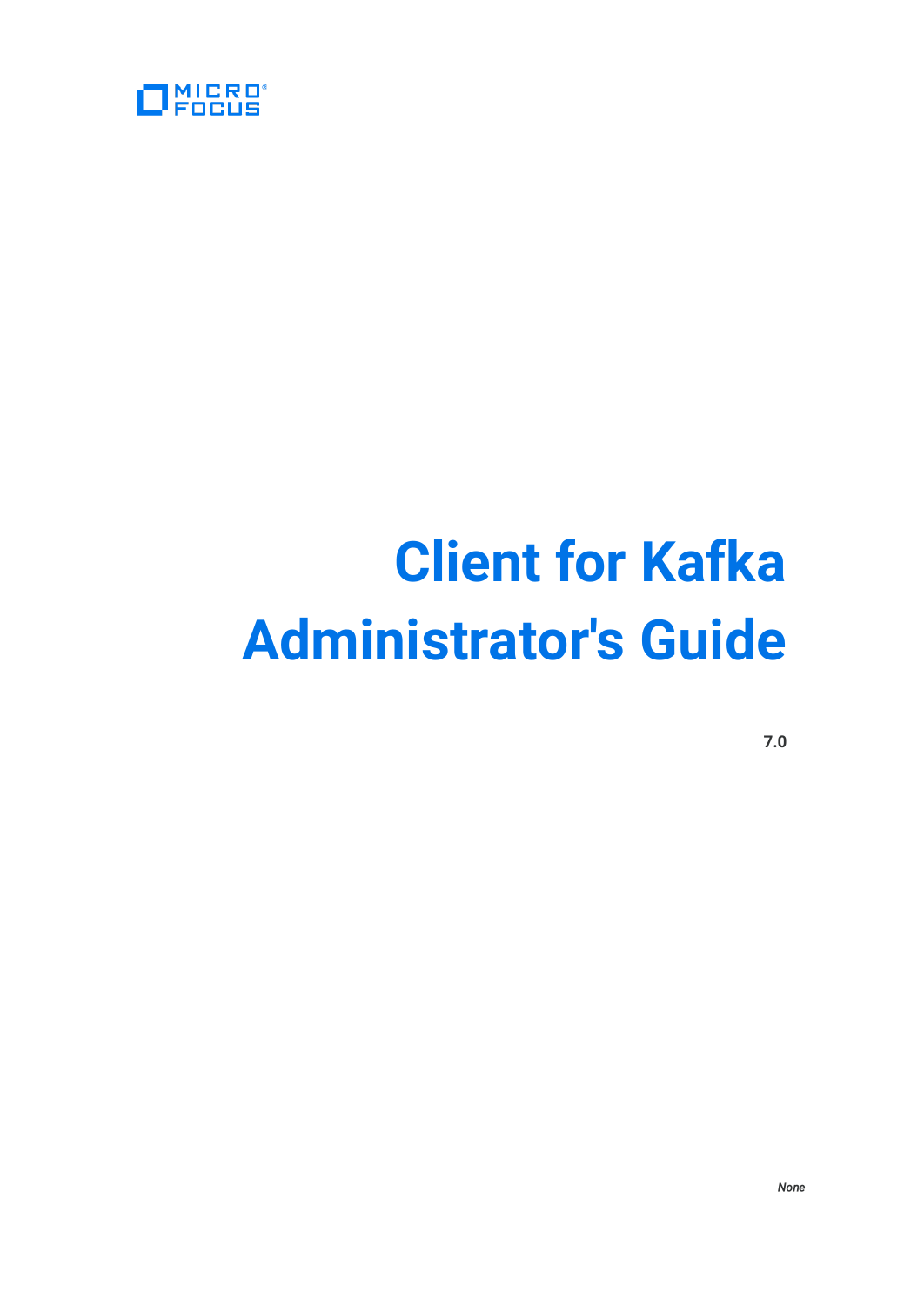MICRO FOCUS

# Client for Kafka Administrator's Guide

**7.0**

*None*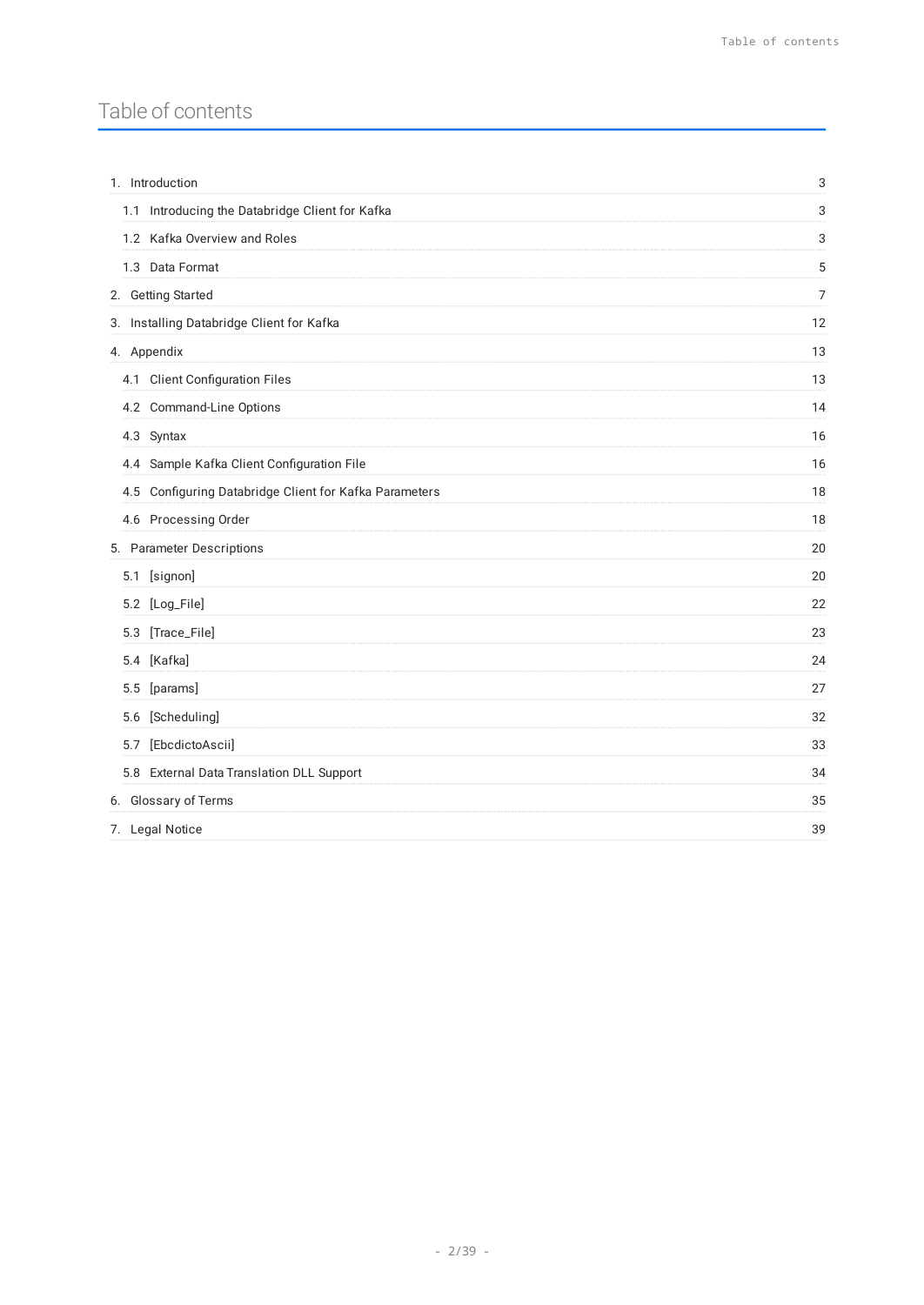# Table of contents

- 1. Introduction — 3
  - 1.1 Introducing the Databridge Client for Kafka — 3
  - 1.2 Kafka Overview and Roles — 3
  - 1.3 Data Format — 5
- 2. Getting Started — 7
- 3. Installing Databridge Client for Kafka — 12
- 4. Appendix — 13
  - 4.1 Client Configuration Files — 13
  - 4.2 Command-Line Options — 14
  - 4.3 Syntax — 16
  - 4.4 Sample Kafka Client Configuration File — 16
  - 4.5 Configuring Databridge Client for Kafka Parameters — 18
  - 4.6 Processing Order — 18
- 5. Parameter Descriptions — 20
  - 5.1 [signon] — 20
  - 5.2 [Log_File] — 22
  - 5.3 [Trace_File] — 23
  - 5.4 [Kafka] — 24
  - 5.5 [params] — 27
  - 5.6 [Scheduling] — 32
  - 5.7 [EbcdictoAscii] — 33
  - 5.8 External Data Translation DLL Support — 34
- 6. Glossary of Terms — 35
- 7. Legal Notice — 39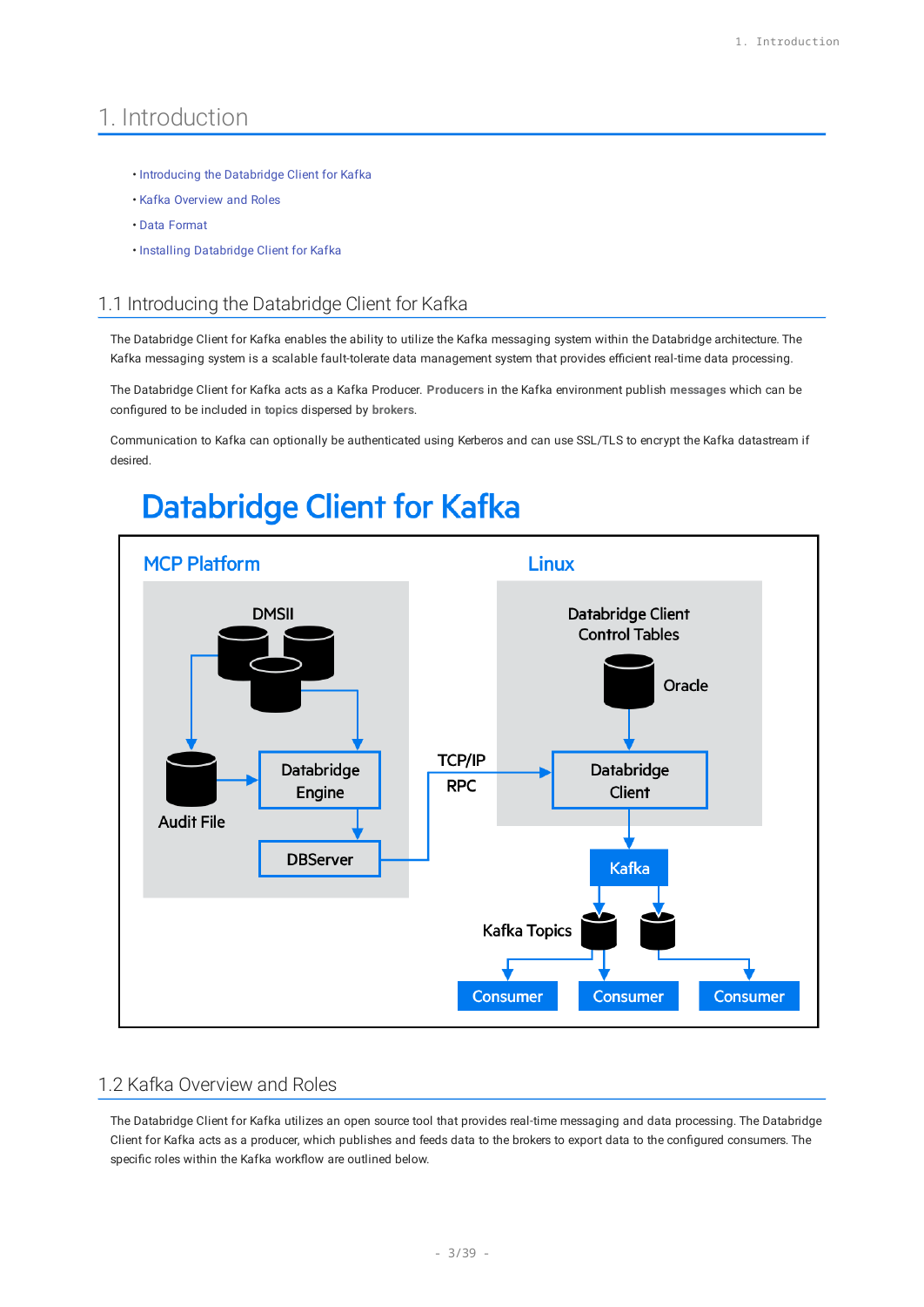# 1. Introduction

- Introducing the Databridge Client for Kafka
- Kafka Overview and Roles
- Data Format
- Installing Databridge Client for Kafka

## 1.1 Introducing the Databridge Client for Kafka

The Databridge Client for Kafka enables the ability to utilize the Kafka messaging system within the Databridge architecture. The Kafka messaging system is a scalable fault-tolerate data management system that provides efficient real-time data processing.

The Databridge Client for Kafka acts as a Kafka Producer. **Producers** in the Kafka environment publish **messages** which can be configured to be included in **topics** dispersed by **brokers**.

Communication to Kafka can optionally be authenticated using Kerberos and can use SSL/TLS to encrypt the Kafka datastream if desired.

Databridge Client for Kafka

MCP Platform

DMSII

Audit File

Databridge Engine

DBServer

TCP/IP RPC

Linux

Databridge Client Control Tables

Oracle

Databridge Client

Kafka

Kafka Topics

Consumer

Consumer

Consumer

## 1.2 Kafka Overview and Roles

The Databridge Client for Kafka utilizes an open source tool that provides real-time messaging and data processing. The Databridge Client for Kafka acts as a producer, which publishes and feeds data to the brokers to export data to the configured consumers. The specific roles within the Kafka workflow are outlined below.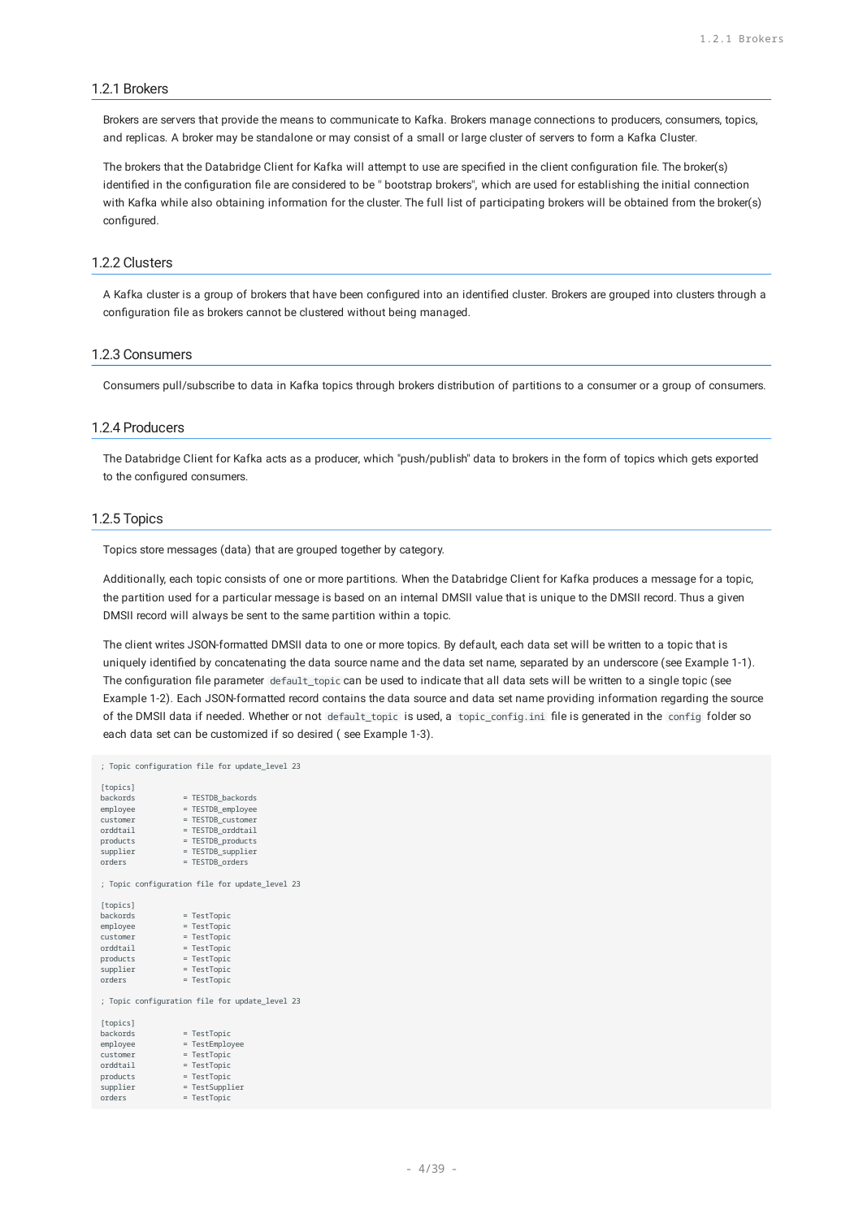### 1.2.1 Brokers

Brokers are servers that provide the means to communicate to Kafka. Brokers manage connections to producers, consumers, topics, and replicas. A broker may be standalone or may consist of a small or large cluster of servers to form a Kafka Cluster.

The brokers that the Databridge Client for Kafka will attempt to use are specified in the client configuration file. The broker(s) identified in the configuration file are considered to be " bootstrap brokers", which are used for establishing the initial connection with Kafka while also obtaining information for the cluster. The full list of participating brokers will be obtained from the broker(s) configured.

### 1.2.2 Clusters

A Kafka cluster is a group of brokers that have been configured into an identified cluster. Brokers are grouped into clusters through a configuration file as brokers cannot be clustered without being managed.

### 1.2.3 Consumers

Consumers pull/subscribe to data in Kafka topics through brokers distribution of partitions to a consumer or a group of consumers.

### 1.2.4 Producers

The Databridge Client for Kafka acts as a producer, which "push/publish" data to brokers in the form of topics which gets exported to the configured consumers.

### 1.2.5 Topics

Topics store messages (data) that are grouped together by category.

Additionally, each topic consists of one or more partitions. When the Databridge Client for Kafka produces a message for a topic, the partition used for a particular message is based on an internal DMSII value that is unique to the DMSII record. Thus a given DMSII record will always be sent to the same partition within a topic.

The client writes JSON-formatted DMSII data to one or more topics. By default, each data set will be written to a topic that is uniquely identified by concatenating the data source name and the data set name, separated by an underscore (see Example 1-1). The configuration file parameter `default_topic` can be used to indicate that all data sets will be written to a single topic (see Example 1-2). Each JSON-formatted record contains the data source and data set name providing information regarding the source of the DMSII data if needed. Whether or not `default_topic` is used, a `topic_config.ini` file is generated in the `config` folder so each data set can be customized if so desired ( see Example 1-3).

```
; Topic configuration file for update_level 23

[topics]
backords            = TESTDB_backords
employee            = TESTDB_employee
customer            = TESTDB_customer
orddtail            = TESTDB_orddtail
products            = TESTDB_products
supplier            = TESTDB_supplier
orders              = TESTDB_orders
```

```
; Topic configuration file for update_level 23

[topics]
backords            = TestTopic
employee            = TestTopic
customer            = TestTopic
orddtail            = TestTopic
products            = TestTopic
supplier            = TestTopic
orders              = TestTopic
```

```
; Topic configuration file for update_level 23

[topics]
backords            = TestTopic
employee            = TestEmployee
customer            = TestTopic
orddtail            = TestTopic
products            = TestTopic
supplier            = TestSupplier
orders              = TestTopic
```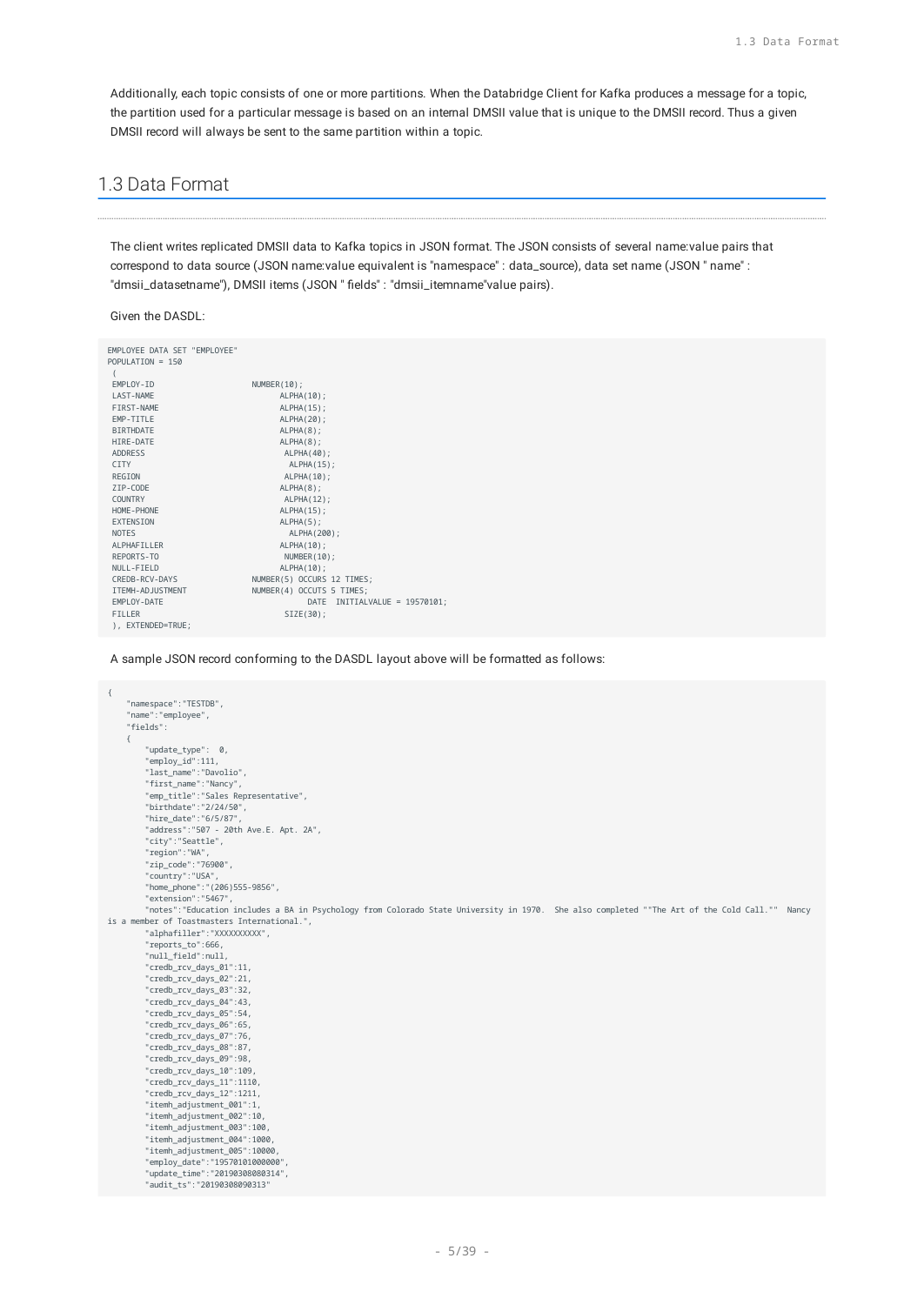Additionally, each topic consists of one or more partitions. When the Databridge Client for Kafka produces a message for a topic, the partition used for a particular message is based on an internal DMSII value that is unique to the DMSII record. Thus a given DMSII record will always be sent to the same partition within a topic.

## 1.3 Data Format

The client writes replicated DMSII data to Kafka topics in JSON format. The JSON consists of several name:value pairs that correspond to data source (JSON name:value equivalent is "namespace" : data_source), data set name (JSON " name" : "dmsii_datasetname"), DMSII items (JSON " fields" : "dmsii_itemname"value pairs).

Given the DASDL:

```
EMPLOYEE DATA SET "EMPLOYEE"
POPULATION = 150
 (
 EMPLOY-ID                    NUMBER(10);
 LAST-NAME                          ALPHA(10);
 FIRST-NAME                         ALPHA(15);
 EMP-TITLE                          ALPHA(20);
 BIRTHDATE                          ALPHA(8);
 HIRE-DATE                          ALPHA(8);
 ADDRESS                             ALPHA(40);
 CITY                                 ALPHA(15);
 REGION                              ALPHA(10);
 ZIP-CODE                           ALPHA(8);
 COUNTRY                             ALPHA(12);
 HOME-PHONE                         ALPHA(15);
 EXTENSION                          ALPHA(5);
 NOTES                                ALPHA(200);
 ALPHAFILLER                        ALPHA(10);
 REPORTS-TO                          NUMBER(10);
 NULL-FIELD                         ALPHA(10);
 CREDB-RCV-DAYS               NUMBER(5) OCCURS 12 TIMES;
 ITEMH-ADJUSTMENT             NUMBER(4) OCCURS 5 TIMES;
 EMPLOY-DATE                              DATE  INITIALVALUE = 19570101;
 FILLER                              SIZE(30);
 ), EXTENDED=TRUE;
```

A sample JSON record conforming to the DASDL layout above will be formatted as follows:

```
{
    "namespace":"TESTDB",
    "name":"employee",
    "fields":
    {
        "update_type":  0,
        "employ_id":111,
        "last_name":"Davolio",
        "first_name":"Nancy",
        "emp_title":"Sales Representative",
        "birthdate":"2/24/50",
        "hire_date":"6/5/87",
        "address":"507 - 20th Ave.E. Apt. 2A",
        "city":"Seattle",
        "region":"WA",
        "zip_code":"76900",
        "country":"USA",
        "home_phone":"(206)555-9856",
        "extension":"5467",
        "notes":"Education includes a BA in Psychology from Colorado State University in 1970.  She also completed ""The Art of the Cold Call.""  Nancy 
is a member of Toastmasters International.",
        "alphafiller":"XXXXXXXXXX",
        "reports_to":666,
        "null_field":null,
        "credb_rcv_days_01":11,
        "credb_rcv_days_02":21,
        "credb_rcv_days_03":32,
        "credb_rcv_days_04":43,
        "credb_rcv_days_05":54,
        "credb_rcv_days_06":65,
        "credb_rcv_days_07":76,
        "credb_rcv_days_08":87,
        "credb_rcv_days_09":98,
        "credb_rcv_days_10":109,
        "credb_rcv_days_11":1110,
        "credb_rcv_days_12":1211,
        "itemh_adjustment_001":1,
        "itemh_adjustment_002":10,
        "itemh_adjustment_003":100,
        "itemh_adjustment_004":1000,
        "itemh_adjustment_005":10000,
        "employ_date":"19570101000000",
        "update_time":"20190308080314",
        "audit_ts":"20190308090313"
```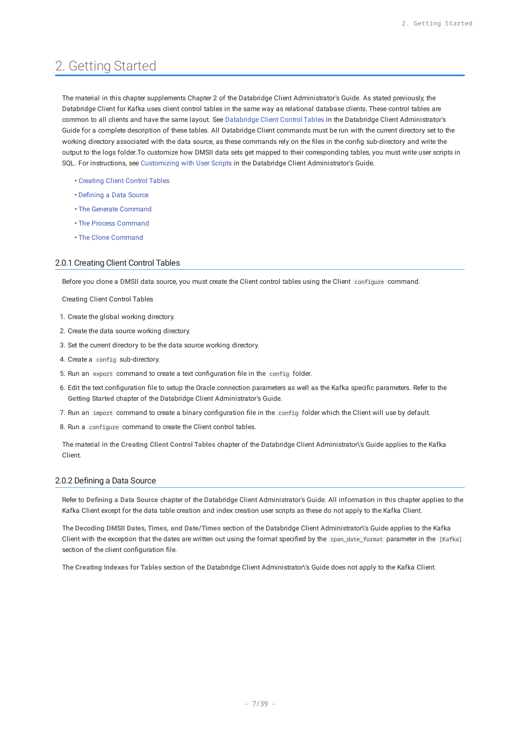# 2. Getting Started

The material in this chapter supplements Chapter 2 of the Databridge Client Administrator's Guide. As stated previously, the Databridge Client for Kafka uses client control tables in the same way as relational database clients. These control tables are common to all clients and have the same layout. See Databridge Client Control Tables in the Databridge Client Administrator's Guide for a complete description of these tables. All Databridge Client commands must be run with the current directory set to the working directory associated with the data source, as these commands rely on the files in the config sub-directory and write the output to the logs folder.To customize how DMSII data sets get mapped to their corresponding tables, you must write user scripts in SQL. For instructions, see Customizing with User Scripts in the Databridge Client Administrator's Guide.

- Creating Client Control Tables
- Defining a Data Source
- The Generate Command
- The Process Command
- The Clone Command

## 2.0.1 Creating Client Control Tables

Before you clone a DMSII data source, you must create the Client control tables using the Client `configure` command.

Creating Client Control Tables

1. Create the global working directory.
2. Create the data source working directory.
3. Set the current directory to be the data source working directory.
4. Create a `config` sub-directory.
5. Run an `export` command to create a text configuration file in the `config` folder.
6. Edit the text configuration file to setup the Oracle connection parameters as well as the Kafka specific parameters. Refer to the **Getting Started** chapter of the Databridge Client Administrator's Guide.
7. Run an `import` command to create a binary configuration file in the `config` folder which the Client will use by default.
8. Run a `configure` command to create the Client control tables.

The material in the **Creating Client Control Tables** chapter of the Databridge Client Administrator\'s Guide applies to the Kafka Client.

## 2.0.2 Defining a Data Source

Refer to **Defining a Data Source** chapter of the Databridge Client Administrator's Guide. All information in this chapter applies to the Kafka Client except for the data table creation and index creation user scripts as these do not apply to the Kafka Client.

The **Decoding DMSII Dates, Times, and Date/Times** section of the Databridge Client Administrator\'s Guide applies to the Kafka Client with the exception that the dates are written out using the format specified by the `span_date_format` parameter in the `[Kafka]` section of the client configuration file.

The **Creating Indexes for Tables** section of the Databridge Client Administrator\'s Guide does not apply to the Kafka Client.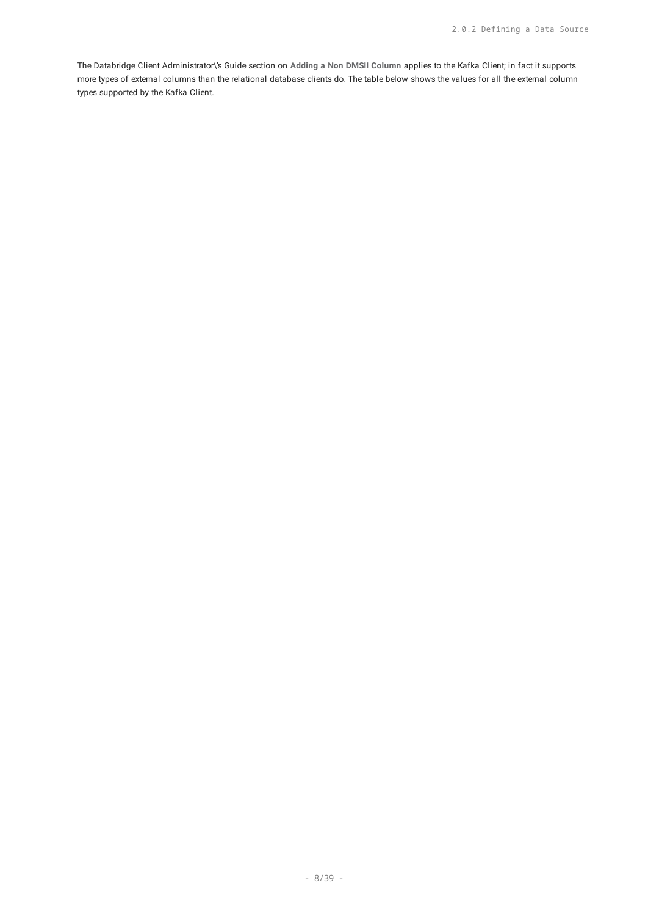The Databridge Client Administrator\'s Guide section on **Adding a Non DMSII Column** applies to the Kafka Client; in fact it supports more types of external columns than the relational database clients do. The table below shows the values for all the external column types supported by the Kafka Client.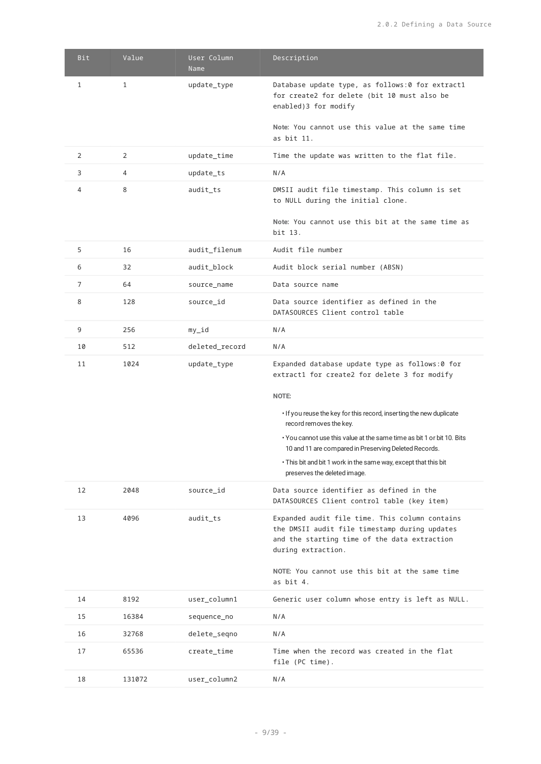| Bit | Value | User Column Name | Description |
| --- | --- | --- | --- |
| 1 | 1 | update_type | Database update type, as follows:0 for extract1 for create2 for delete (bit 10 must also be enabled)3 for modify<br><br>**Note:** You cannot use this value at the same time as bit 11. |
| 2 | 2 | update_time | Time the update was written to the flat file. |
| 3 | 4 | update_ts | N/A |
| 4 | 8 | audit_ts | DMSII audit file timestamp. This column is set to NULL during the initial clone.<br><br>**Note:** You cannot use this bit at the same time as bit 13. |
| 5 | 16 | audit_filenum | Audit file number |
| 6 | 32 | audit_block | Audit block serial number (ABSN) |
| 7 | 64 | source_name | Data source name |
| 8 | 128 | source_id | Data source identifier as defined in the DATASOURCES Client control table |
| 9 | 256 | my_id | N/A |
| 10 | 512 | deleted_record | N/A |
| 11 | 1024 | update_type | Expanded database update type as follows:0 for extract1 for create2 for delete 3 for modify<br><br>**NOTE:**<br>• If you reuse the key for this record, inserting the new duplicate record removes the key.<br>• You cannot use this value at the same time as bit 1 or bit 10. Bits 10 and 11 are compared in Preserving Deleted Records.<br>• This bit and bit 1 work in the same way, except that this bit preserves the deleted image. |
| 12 | 2048 | source_id | Data source identifier as defined in the DATASOURCES Client control table (key item) |
| 13 | 4096 | audit_ts | Expanded audit file time. This column contains the DMSII audit file timestamp during updates and the starting time of the data extraction during extraction.<br><br>**NOTE:** You cannot use this bit at the same time as bit 4. |
| 14 | 8192 | user_column1 | Generic user column whose entry is left as NULL. |
| 15 | 16384 | sequence_no | N/A |
| 16 | 32768 | delete_seqno | N/A |
| 17 | 65536 | create_time | Time when the record was created in the flat file (PC time). |
| 18 | 131072 | user_column2 | N/A |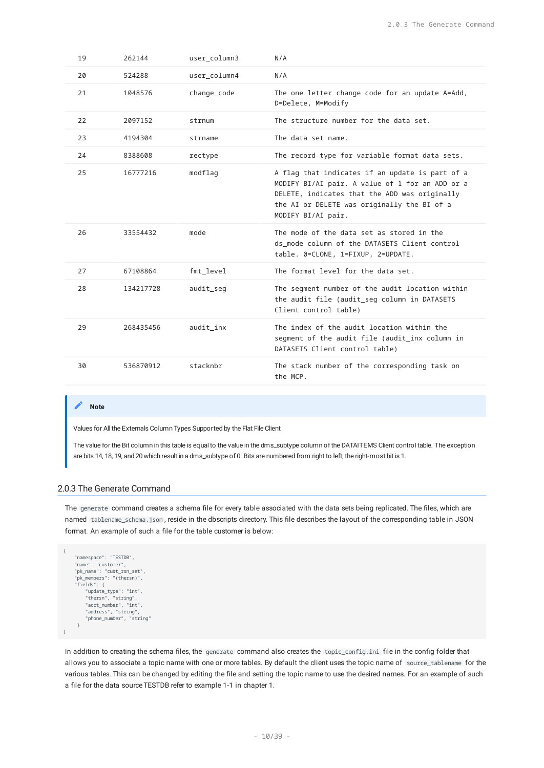| | | | |
|---|---|---|---|
| 19 | 262144 | user_column3 | N/A |
| 20 | 524288 | user_column4 | N/A |
| 21 | 1048576 | change_code | The one letter change code for an update A=Add, D=Delete, M=Modify |
| 22 | 2097152 | strnum | The structure number for the data set. |
| 23 | 4194304 | strname | The data set name. |
| 24 | 8388608 | rectype | The record type for variable format data sets. |
| 25 | 16777216 | modflag | A flag that indicates if an update is part of a MODIFY BI/AI pair. A value of 1 for an ADD or a DELETE, indicates that the ADD was originally the AI or DELETE was originally the BI of a MODIFY BI/AI pair. |
| 26 | 33554432 | mode | The mode of the data set as stored in the ds_mode column of the DATASETS Client control table. 0=CLONE, 1=FIXUP, 2=UPDATE. |
| 27 | 67108864 | fmt_level | The format level for the data set. |
| 28 | 134217728 | audit_seg | The segment number of the audit location within the audit file (audit_seg column in DATASETS Client control table) |
| 29 | 268435456 | audit_inx | The index of the audit location within the segment of the audit file (audit_inx column in DATASETS Client control table) |
| 30 | 536870912 | stacknbr | The stack number of the corresponding task on the MCP. |

> **Note**
>
> Values for All the Externals Column Types Supported by the Flat File Client
>
> The value for the Bit column in this table is equal to the value in the dms_subtype column of the DATAITEMS Client control table. The exception are bits 14, 18, 19, and 20 which result in a dms_subtype of 0. Bits are numbered from right to left; the right-most bit is 1.

## 2.0.3 The Generate Command

The `generate` command creates a schema file for every table associated with the data sets being replicated. The files, which are named `tablename_schema.json`, reside in the dbscripts directory. This file describes the layout of the corresponding table in JSON format. An example of such a file for the table customer is below:

```
{
    "namespace": "TESTDB",
    "name": "customer",
    "pk_name": "cust_rsn_set",
    "pk_members": "(thersn)",
    "fields": {
        "update_type": "int",
        "thersn", "string",
        "acct_number", "int",
        "address", "string",
        "phone_number", "string"
    }
}
```

In addition to creating the schema files, the `generate` command also creates the `topic_config.ini` file in the config folder that allows you to associate a topic name with one or more tables. By default the client uses the topic name of `source_tablename` for the various tables. This can be changed by editing the file and setting the topic name to use the desired names. For an example of such a file for the data source TESTDB refer to example 1-1 in chapter 1.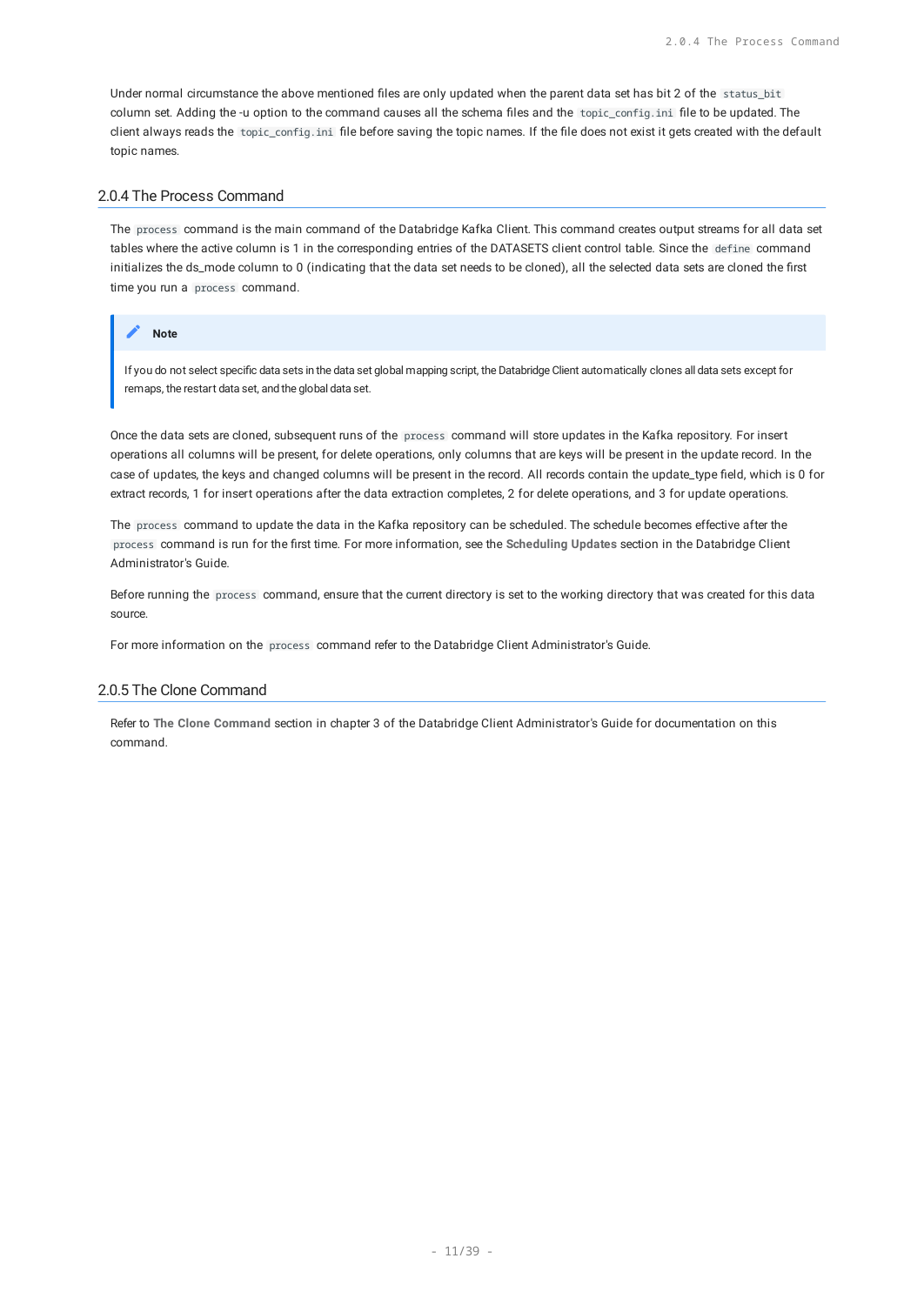Under normal circumstance the above mentioned files are only updated when the parent data set has bit 2 of the `status_bit` column set. Adding the -u option to the command causes all the schema files and the `topic_config.ini` file to be updated. The client always reads the `topic_config.ini` file before saving the topic names. If the file does not exist it gets created with the default topic names.

## 2.0.4 The Process Command

The `process` command is the main command of the Databridge Kafka Client. This command creates output streams for all data set tables where the active column is 1 in the corresponding entries of the DATASETS client control table. Since the `define` command initializes the ds_mode column to 0 (indicating that the data set needs to be cloned), all the selected data sets are cloned the first time you run a `process` command.

> **Note**
>
> If you do not select specific data sets in the data set global mapping script, the Databridge Client automatically clones all data sets except for remaps, the restart data set, and the global data set.

Once the data sets are cloned, subsequent runs of the `process` command will store updates in the Kafka repository. For insert operations all columns will be present, for delete operations, only columns that are keys will be present in the update record. In the case of updates, the keys and changed columns will be present in the record. All records contain the update_type field, which is 0 for extract records, 1 for insert operations after the data extraction completes, 2 for delete operations, and 3 for update operations.

The `process` command to update the data in the Kafka repository can be scheduled. The schedule becomes effective after the `process` command is run for the first time. For more information, see the **Scheduling Updates** section in the Databridge Client Administrator's Guide.

Before running the `process` command, ensure that the current directory is set to the working directory that was created for this data source.

For more information on the `process` command refer to the Databridge Client Administrator's Guide.

## 2.0.5 The Clone Command

Refer to **The Clone Command** section in chapter 3 of the Databridge Client Administrator's Guide for documentation on this command.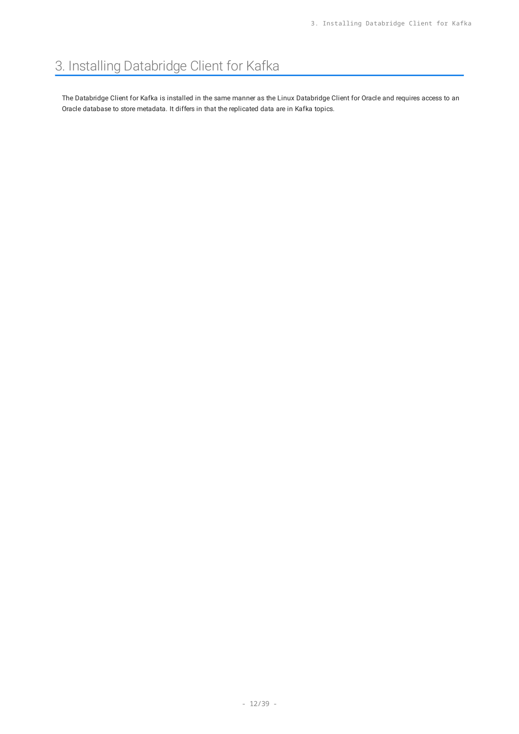# 3. Installing Databridge Client for Kafka

The Databridge Client for Kafka is installed in the same manner as the Linux Databridge Client for Oracle and requires access to an Oracle database to store metadata. It differs in that the replicated data are in Kafka topics.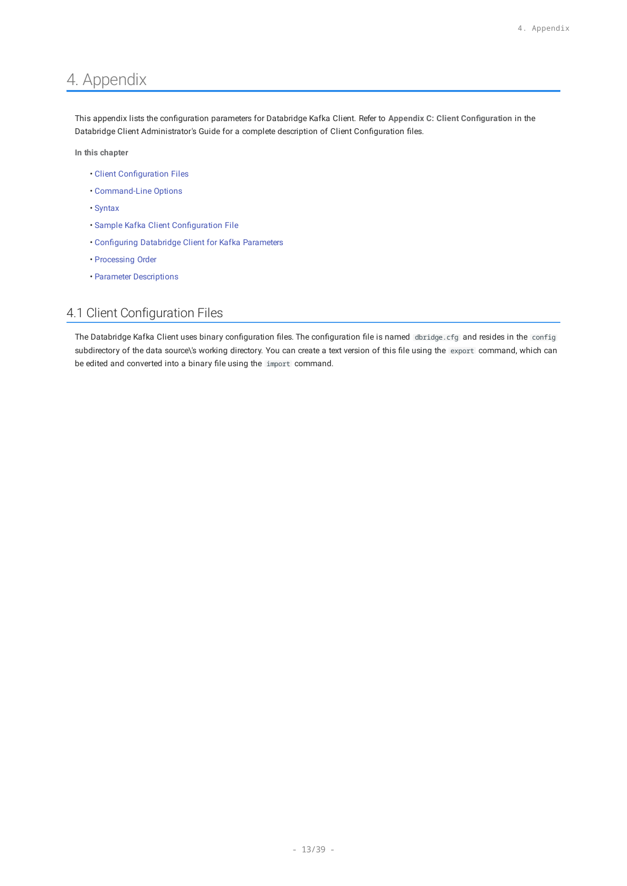# 4. Appendix

This appendix lists the configuration parameters for Databridge Kafka Client. Refer to **Appendix C: Client Configuration** in the Databridge Client Administrator's Guide for a complete description of Client Configuration files.

**In this chapter**

- Client Configuration Files
- Command-Line Options
- Syntax
- Sample Kafka Client Configuration File
- Configuring Databridge Client for Kafka Parameters
- Processing Order
- Parameter Descriptions

## 4.1 Client Configuration Files

The Databridge Kafka Client uses binary configuration files. The configuration file is named `dbridge.cfg` and resides in the `config` subdirectory of the data source\'s working directory. You can create a text version of this file using the `export` command, which can be edited and converted into a binary file using the `import` command.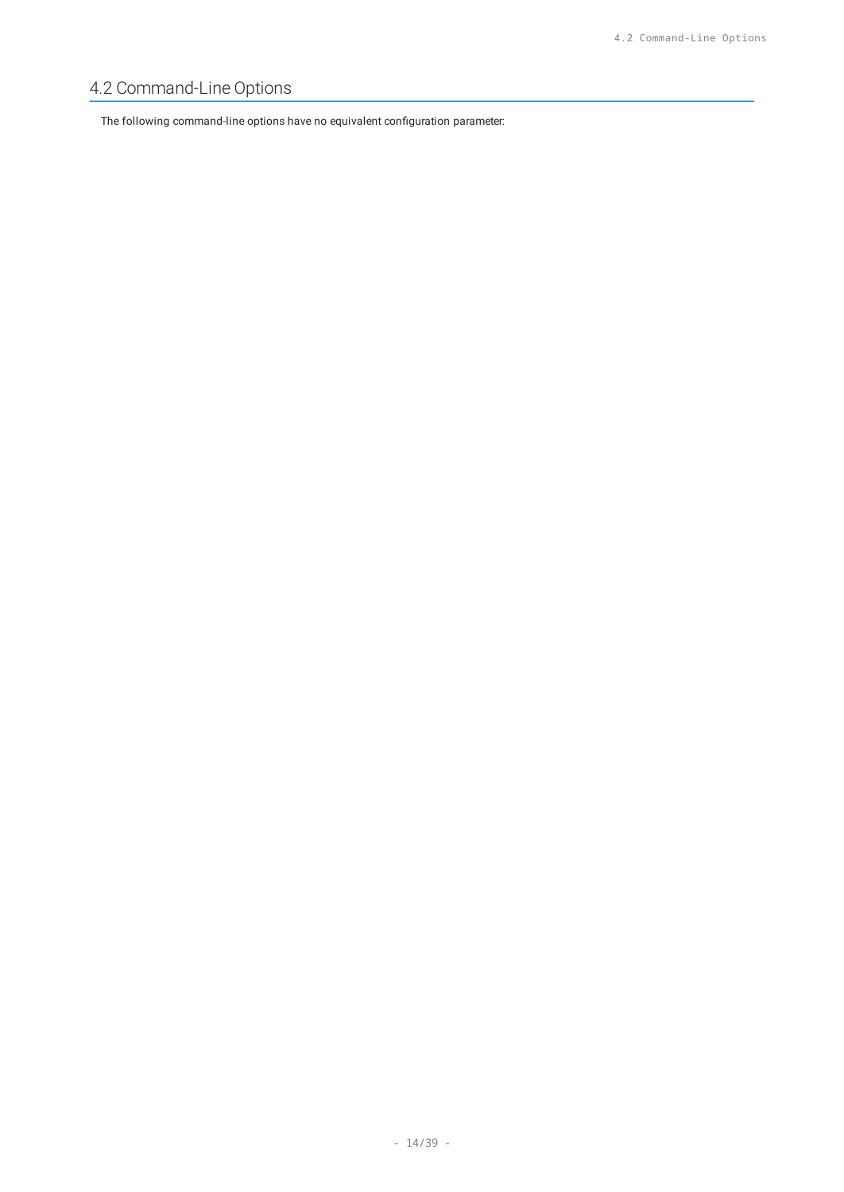## 4.2 Command-Line Options

The following command-line options have no equivalent configuration parameter: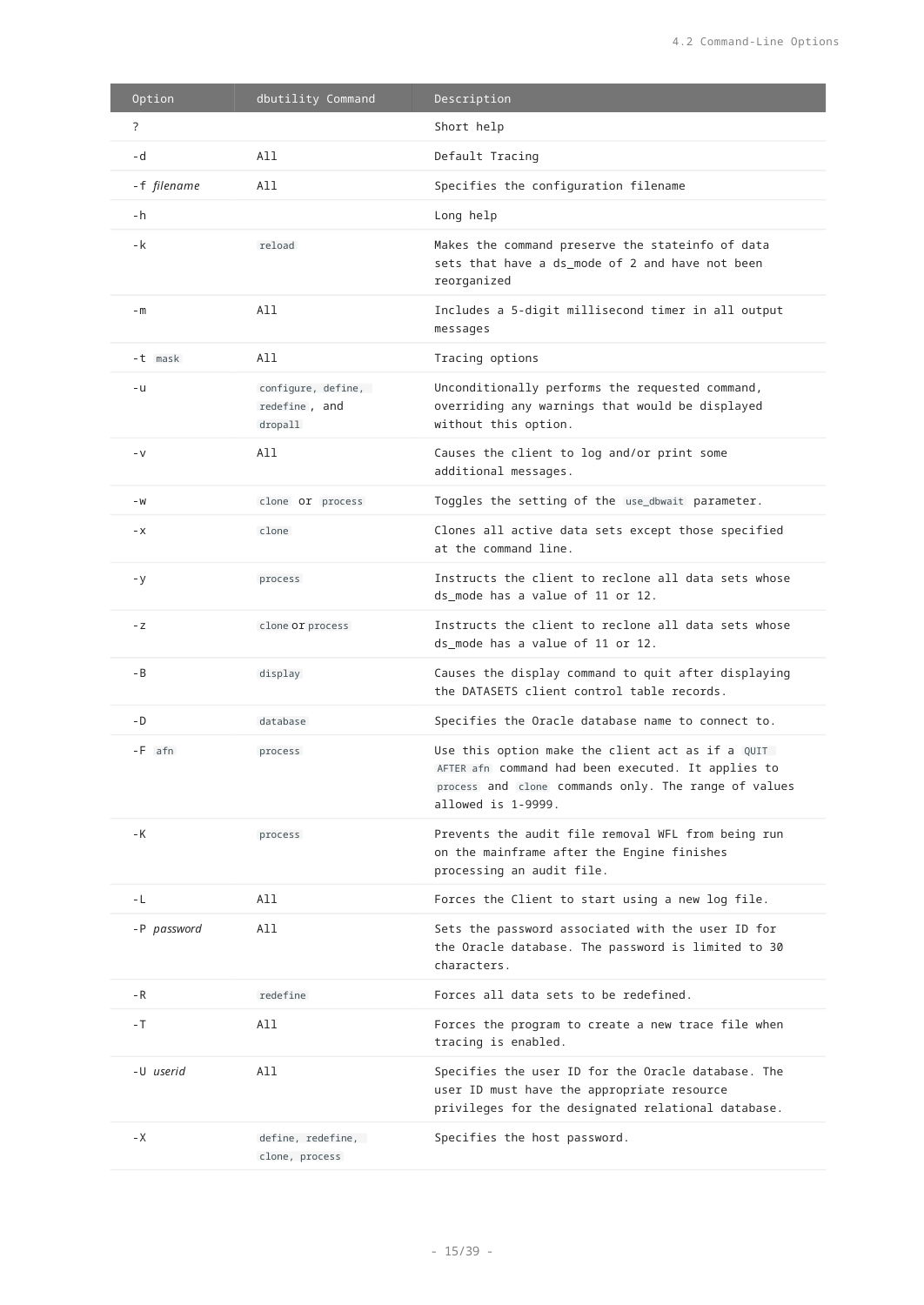| Option | dbutility Command | Description |
| --- | --- | --- |
| ? | | Short help |
| -d | All | Default Tracing |
| -f *filename* | All | Specifies the configuration filename |
| -h | | Long help |
| -k | `reload` | Makes the command preserve the stateinfo of data sets that have a ds_mode of 2 and have not been reorganized |
| -m | All | Includes a 5-digit millisecond timer in all output messages |
| -t `mask` | All | Tracing options |
| -u | `configure`, `define`, `redefine`, and `dropall` | Unconditionally performs the requested command, overriding any warnings that would be displayed without this option. |
| -v | All | Causes the client to log and/or print some additional messages. |
| -w | `clone` or `process` | Toggles the setting of the `use_dbwait` parameter. |
| -x | `clone` | Clones all active data sets except those specified at the command line. |
| -y | `process` | Instructs the client to reclone all data sets whose ds_mode has a value of 11 or 12. |
| -z | `clone` or `process` | Instructs the client to reclone all data sets whose ds_mode has a value of 11 or 12. |
| -B | `display` | Causes the display command to quit after displaying the DATASETS client control table records. |
| -D | `database` | Specifies the Oracle database name to connect to. |
| -F `afn` | `process` | Use this option make the client act as if a `QUIT AFTER afn` command had been executed. It applies to `process` and `clone` commands only. The range of values allowed is 1-9999. |
| -K | `process` | Prevents the audit file removal WFL from being run on the mainframe after the Engine finishes processing an audit file. |
| -L | All | Forces the Client to start using a new log file. |
| -P *password* | All | Sets the password associated with the user ID for the Oracle database. The password is limited to 30 characters. |
| -R | `redefine` | Forces all data sets to be redefined. |
| -T | All | Forces the program to create a new trace file when tracing is enabled. |
| -U *userid* | All | Specifies the user ID for the Oracle database. The user ID must have the appropriate resource privileges for the designated relational database. |
| -X | `define`, `redefine`, `clone`, `process` | Specifies the host password. |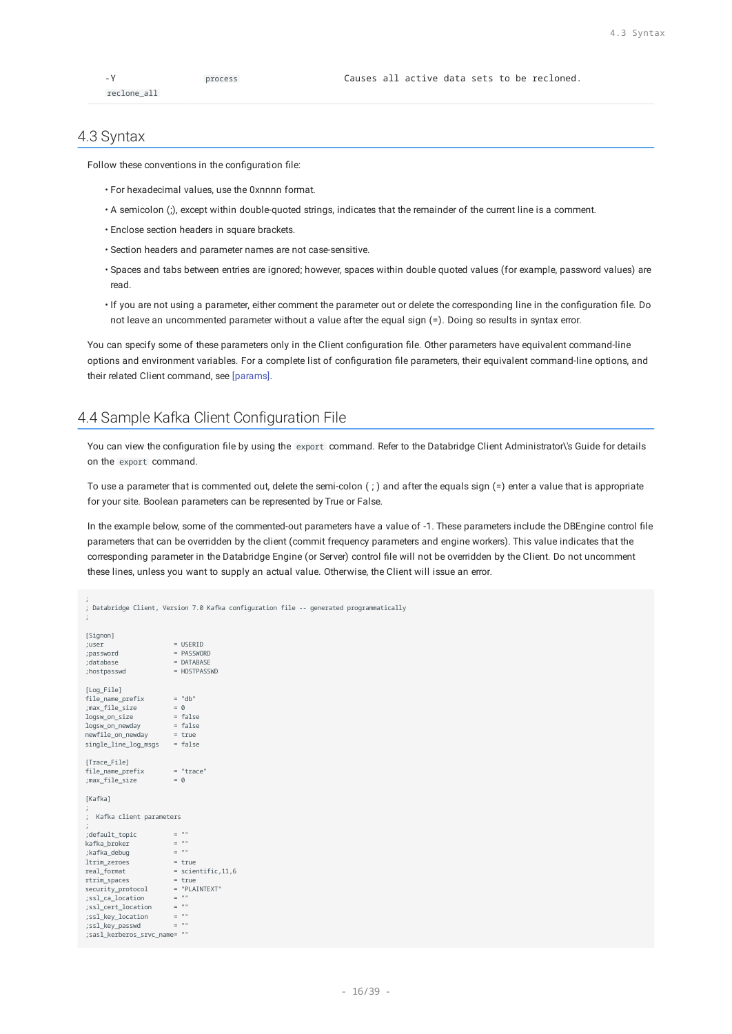| -Y reclone_all | process | Causes all active data sets to be recloned. |
|---|---|---|

## 4.3 Syntax

Follow these conventions in the configuration file:

- For hexadecimal values, use the 0xnnnn format.
- A semicolon (;), except within double-quoted strings, indicates that the remainder of the current line is a comment.
- Enclose section headers in square brackets.
- Section headers and parameter names are not case-sensitive.
- Spaces and tabs between entries are ignored; however, spaces within double quoted values (for example, password values) are read.
- If you are not using a parameter, either comment the parameter out or delete the corresponding line in the configuration file. Do not leave an uncommented parameter without a value after the equal sign (=). Doing so results in syntax error.

You can specify some of these parameters only in the Client configuration file. Other parameters have equivalent command-line options and environment variables. For a complete list of configuration file parameters, their equivalent command-line options, and their related Client command, see [params].

## 4.4 Sample Kafka Client Configuration File

You can view the configuration file by using the `export` command. Refer to the Databridge Client Administrator\'s Guide for details on the `export` command.

To use a parameter that is commented out, delete the semi-colon ( ; ) and after the equals sign (=) enter a value that is appropriate for your site. Boolean parameters can be represented by True or False.

In the example below, some of the commented-out parameters have a value of -1. These parameters include the DBEngine control file parameters that can be overridden by the client (commit frequency parameters and engine workers). This value indicates that the corresponding parameter in the Databridge Engine (or Server) control file will not be overridden by the Client. Do not uncomment these lines, unless you want to supply an actual value. Otherwise, the Client will issue an error.

```
;
; Databridge Client, Version 7.0 Kafka configuration file -- generated programmatically
;

[Signon]
;user                   = USERID
;password               = PASSWORD
;database               = DATABASE
;hostpasswd             = HOSTPASSWD

[Log_File]
file_name_prefix        = "db"
;max_file_size          = 0
logsw_on_size           = false
logsw_on_newday         = false
newfile_on_newday       = true
single_line_log_msgs    = false

[Trace_File]
file_name_prefix        = "trace"
;max_file_size          = 0

[Kafka]
;
;  Kafka client parameters
;
;default_topic          = ""
kafka_broker            = ""
;kafka_debug            = ""
ltrim_zeroes            = true
real_format             = scientific,11,6
rtrim_spaces            = true
security_protocol       = "PLAINTEXT"
;ssl_ca_location        = ""
;ssl_cert_location      = ""
;ssl_key_location       = ""
;ssl_key_passwd         = ""
;sasl_kerberos_srvc_name= ""
```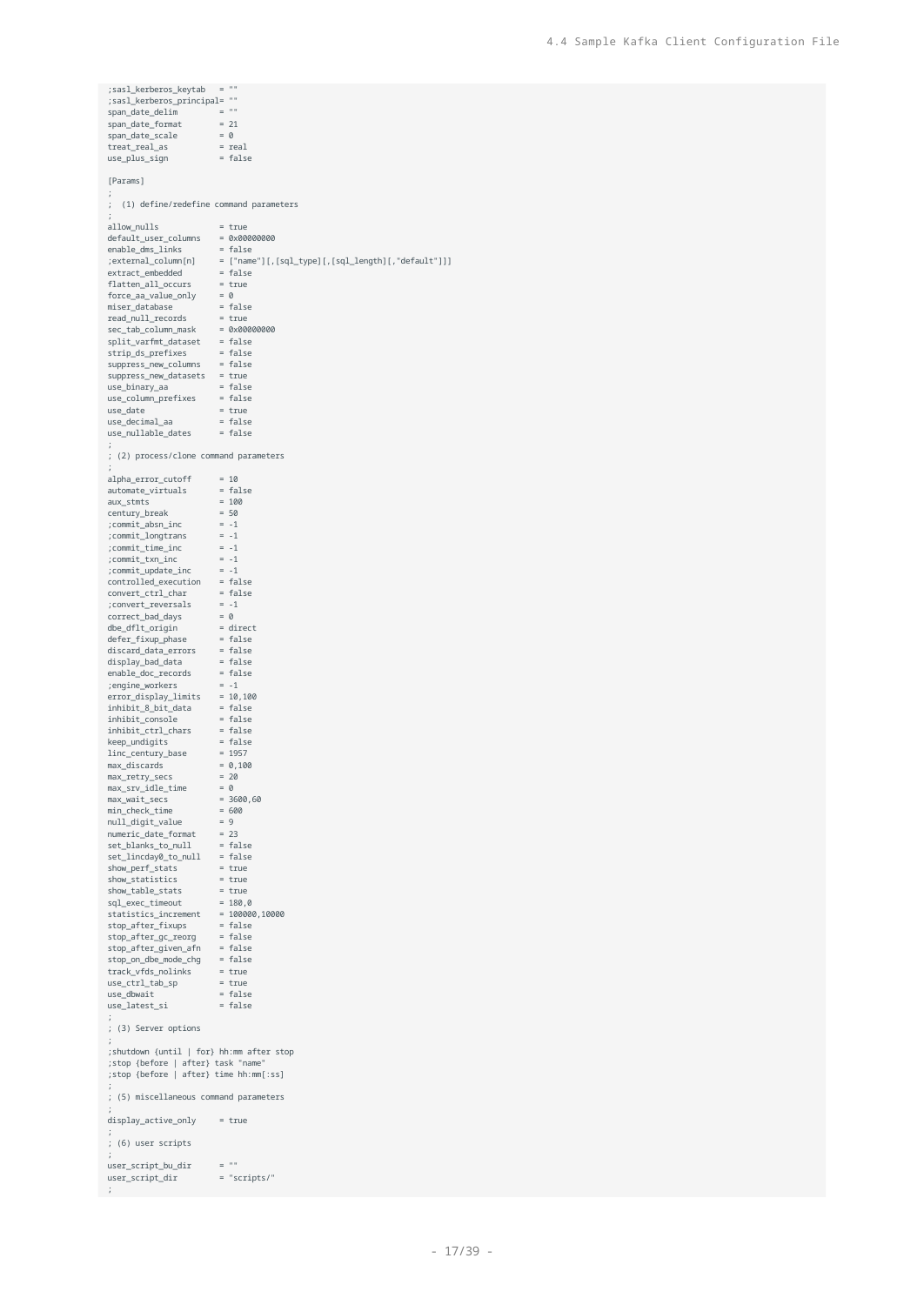```
;sasl_kerberos_keytab   = ""
;sasl_kerberos_principal= ""
span_date_delim         = ""
span_date_format        = 21
span_date_scale         = 0
treat_real_as           = real
use_plus_sign           = false

[Params]
;
;  (1) define/redefine command parameters
;
allow_nulls             = true
default_user_columns    = 0x00000000
enable_dms_links        = false
;external_column[n]     = ["name"][,[sql_type][,[sql_length][,"default"]]]
extract_embedded        = false
flatten_all_occurs      = true
force_aa_value_only     = 0
miser_database          = false
read_null_records       = true
sec_tab_column_mask     = 0x00000000
split_varfmt_dataset    = false
strip_ds_prefixes       = false
suppress_new_columns    = false
suppress_new_datasets   = true
use_binary_aa           = false
use_column_prefixes     = false
use_date                = true
use_decimal_aa          = false
use_nullable_dates      = false
;
; (2) process/clone command parameters
;
alpha_error_cutoff      = 10
automate_virtuals       = false
aux_stmts               = 100
century_break           = 50
;commit_absn_inc        = -1
;commit_longtrans       = -1
;commit_time_inc        = -1
;commit_txn_inc         = -1
;commit_update_inc      = -1
controlled_execution    = false
convert_ctrl_char       = false
;convert_reversals      = -1
correct_bad_days        = 0
dbe_dflt_origin         = direct
defer_fixup_phase       = false
discard_data_errors     = false
display_bad_data        = false
enable_doc_records      = false
;engine_workers         = -1
error_display_limits    = 10,100
inhibit_8_bit_data      = false
inhibit_console         = false
inhibit_ctrl_chars      = false
keep_undigits           = false
linc_century_base       = 1957
max_discards            = 0,100
max_retry_secs          = 20
max_srv_idle_time       = 0
max_wait_secs           = 3600,60
min_check_time          = 600
null_digit_value        = 9
numeric_date_format     = 23
set_blanks_to_null      = false
set_lincday0_to_null    = false
show_perf_stats         = true
show_statistics         = true
show_table_stats        = true
sql_exec_timeout        = 180,0
statistics_increment    = 100000,10000
stop_after_fixups       = false
stop_after_gc_reorg     = false
stop_after_given_afn    = false
stop_on_dbe_mode_chg    = false
track_vfds_nolinks      = true
use_ctrl_tab_sp         = true
use_dbwait              = false
use_latest_si           = false
;
; (3) Server options
;
;shutdown {until | for} hh:mm after stop
;stop {before | after} task "name"
;stop {before | after} time hh:mm[:ss]
;
; (5) miscellaneous command parameters
;
display_active_only     = true
;
; (6) user scripts
;
user_script_bu_dir      = ""
user_script_dir         = "scripts/"
;
```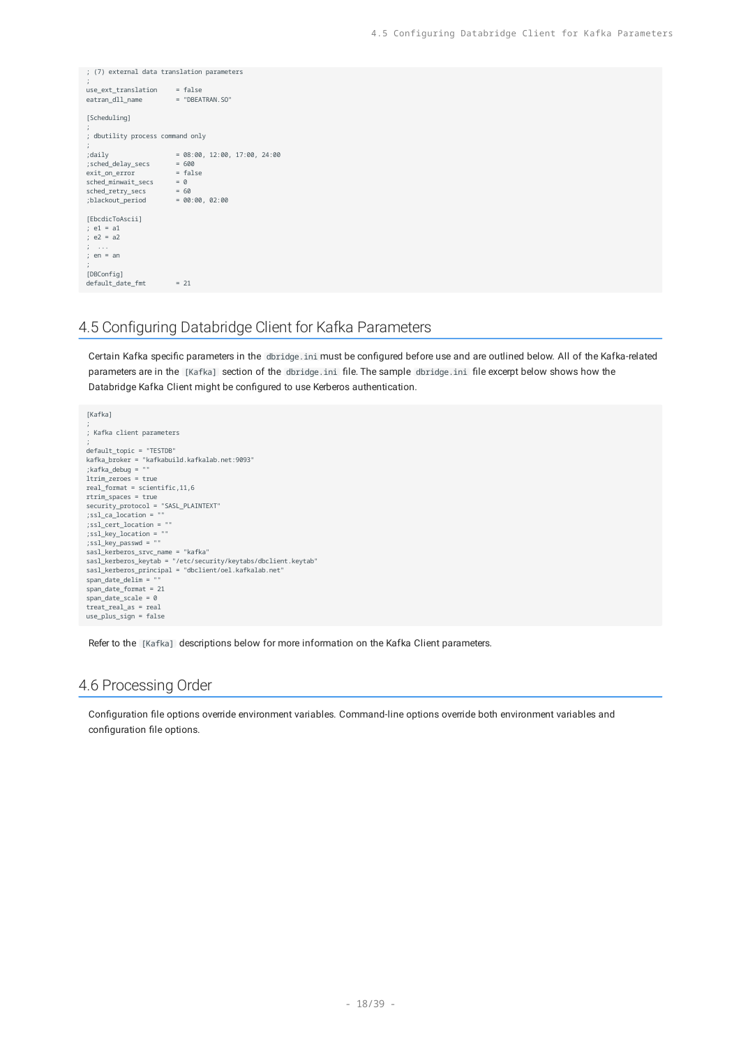```
; (7) external data translation parameters
;
use_ext_translation     = false
eatran_dll_name         = "DBEATRAN.SO"

[Scheduling]
;
; dbutility process command only
;
;daily                  = 08:00, 12:00, 17:00, 24:00
;sched_delay_secs       = 600
exit_on_error           = false
sched_minwait_secs      = 0
sched_retry_secs        = 60
;blackout_period        = 00:00, 02:00

[EbcdicToAscii]
; e1 = a1
; e2 = a2
;  ...
; en = an
;
[DBConfig]
default_date_fmt        = 21
```

## 4.5 Configuring Databridge Client for Kafka Parameters

Certain Kafka specific parameters in the `dbridge.ini` must be configured before use and are outlined below. All of the Kafka-related parameters are in the `[Kafka]` section of the `dbridge.ini` file. The sample `dbridge.ini` file excerpt below shows how the Databridge Kafka Client might be configured to use Kerberos authentication.

```
[Kafka]
;
; Kafka client parameters
;
default_topic = "TESTDB"
kafka_broker = "kafkabuild.kafkalab.net:9093"
;kafka_debug = ""
ltrim_zeroes = true
real_format = scientific,11,6
rtrim_spaces = true
security_protocol = "SASL_PLAINTEXT"
;ssl_ca_location = ""
;ssl_cert_location = ""
;ssl_key_location = ""
;ssl_key_passwd = ""
sasl_kerberos_srvc_name = "kafka"
sasl_kerberos_keytab = "/etc/security/keytabs/dbclient.keytab"
sasl_kerberos_principal = "dbclient/oel.kafkalab.net"
span_date_delim = ""
span_date_format = 21
span_date_scale = 0
treat_real_as = real
use_plus_sign = false
```

Refer to the `[Kafka]` descriptions below for more information on the Kafka Client parameters.

## 4.6 Processing Order

Configuration file options override environment variables. Command-line options override both environment variables and configuration file options.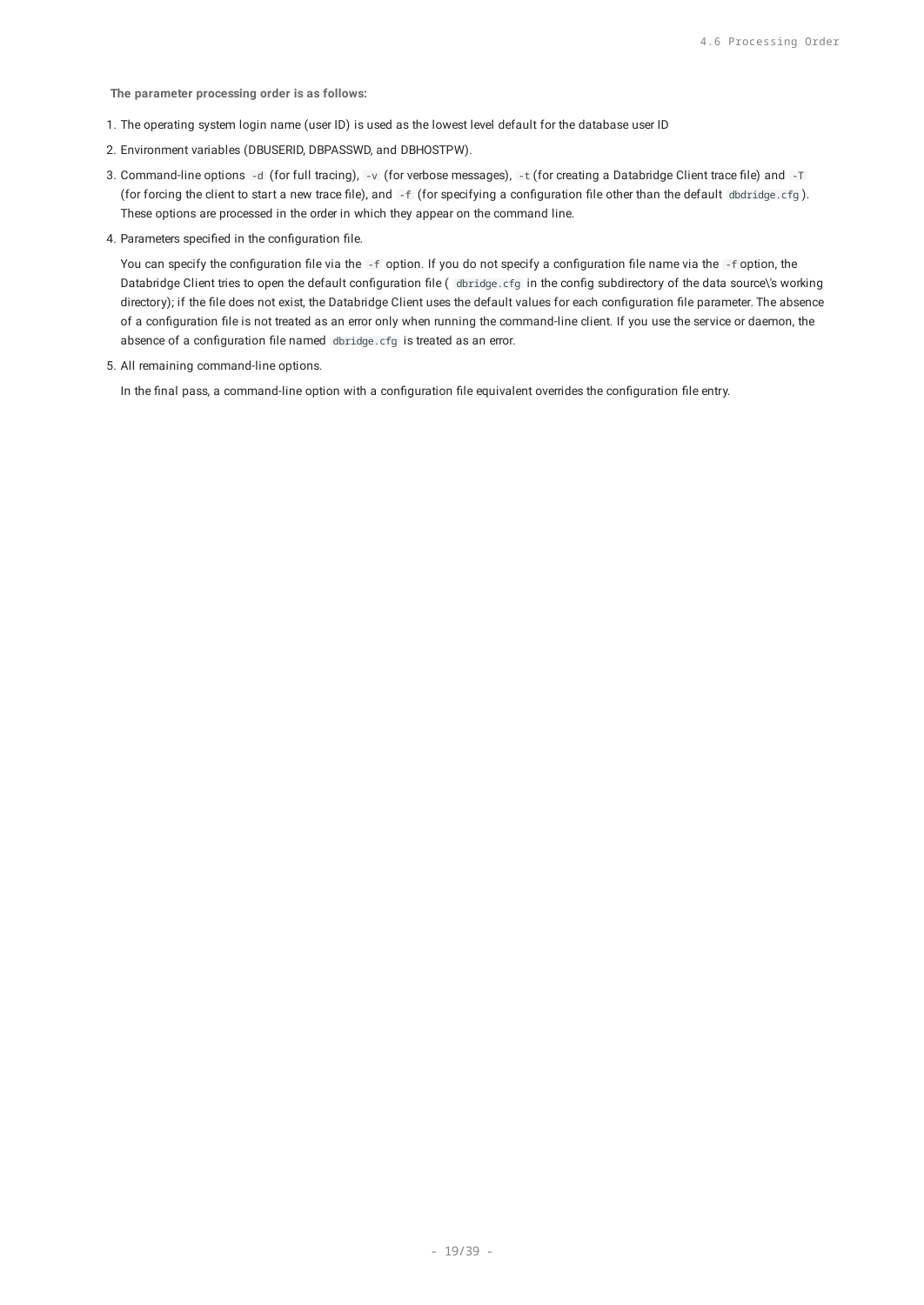**The parameter processing order is as follows:**

1. The operating system login name (user ID) is used as the lowest level default for the database user ID
2. Environment variables (DBUSERID, DBPASSWD, and DBHOSTPW).
3. Command-line options `-d` (for full tracing), `-v` (for verbose messages), `-t` (for creating a Databridge Client trace file) and `-T` (for forcing the client to start a new trace file), and `-f` (for specifying a configuration file other than the default `dbdridge.cfg`). These options are processed in the order in which they appear on the command line.
4. Parameters specified in the configuration file.

   You can specify the configuration file via the `-f` option. If you do not specify a configuration file name via the `-f` option, the Databridge Client tries to open the default configuration file ( `dbridge.cfg` in the config subdirectory of the data source\'s working directory); if the file does not exist, the Databridge Client uses the default values for each configuration file parameter. The absence of a configuration file is not treated as an error only when running the command-line client. If you use the service or daemon, the absence of a configuration file named `dbridge.cfg` is treated as an error.

5. All remaining command-line options.

   In the final pass, a command-line option with a configuration file equivalent overrides the configuration file entry.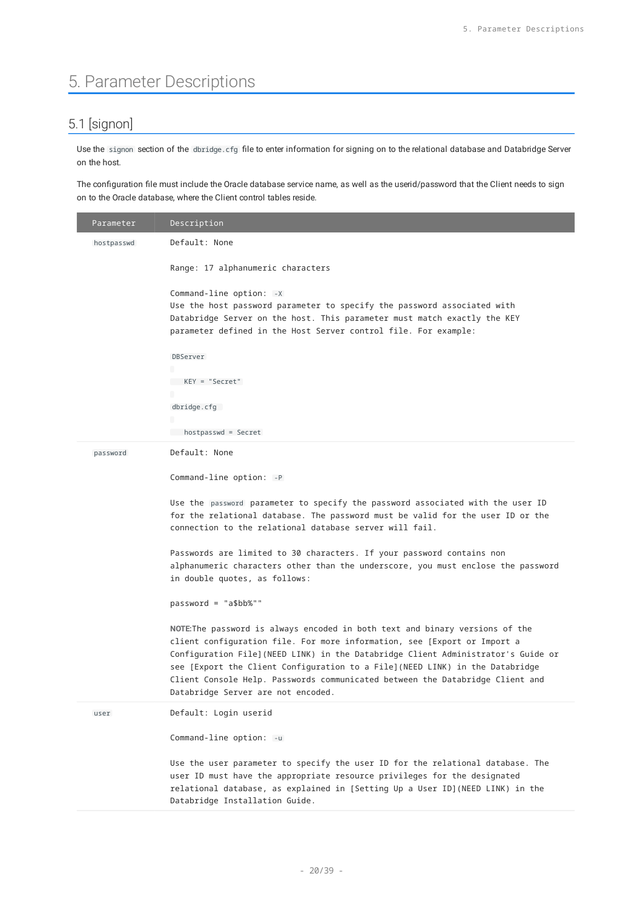# 5. Parameter Descriptions

## 5.1 [signon]

Use the `signon` section of the `dbridge.cfg` file to enter information for signing on to the relational database and Databridge Server on the host.

The configuration file must include the Oracle database service name, as well as the userid/password that the Client needs to sign on to the Oracle database, where the Client control tables reside.

| Parameter | Description |
| --- | --- |
| `hostpasswd` | Default: None<br><br>Range: 17 alphanumeric characters<br><br>Command-line option: `-X`<br>Use the host password parameter to specify the password associated with Databridge Server on the host. This parameter must match exactly the KEY parameter defined in the Host Server control file. For example:<br><br>`DBServer`<br><br>`KEY = "Secret"`<br><br>`dbridge.cfg`<br><br>`hostpasswd = Secret` |
| `password` | Default: None<br><br>Command-line option: `-P`<br><br>Use the `password` parameter to specify the password associated with the user ID for the relational database. The password must be valid for the user ID or the connection to the relational database server will fail.<br><br>Passwords are limited to 30 characters. If your password contains non alphanumeric characters other than the underscore, you must enclose the password in double quotes, as follows:<br><br>password = "a$bb%""<br><br>**NOTE:**The password is always encoded in both text and binary versions of the client configuration file. For more information, see [Export or Import a Configuration File](NEED LINK) in the Databridge Client Administrator's Guide or see [Export the Client Configuration to a File](NEED LINK) in the Databridge Client Console Help. Passwords communicated between the Databridge Client and Databridge Server are not encoded. |
| `user` | Default: Login userid<br><br>Command-line option: `-u`<br><br>Use the user parameter to specify the user ID for the relational database. The user ID must have the appropriate resource privileges for the designated relational database, as explained in [Setting Up a User ID](NEED LINK) in the Databridge Installation Guide. |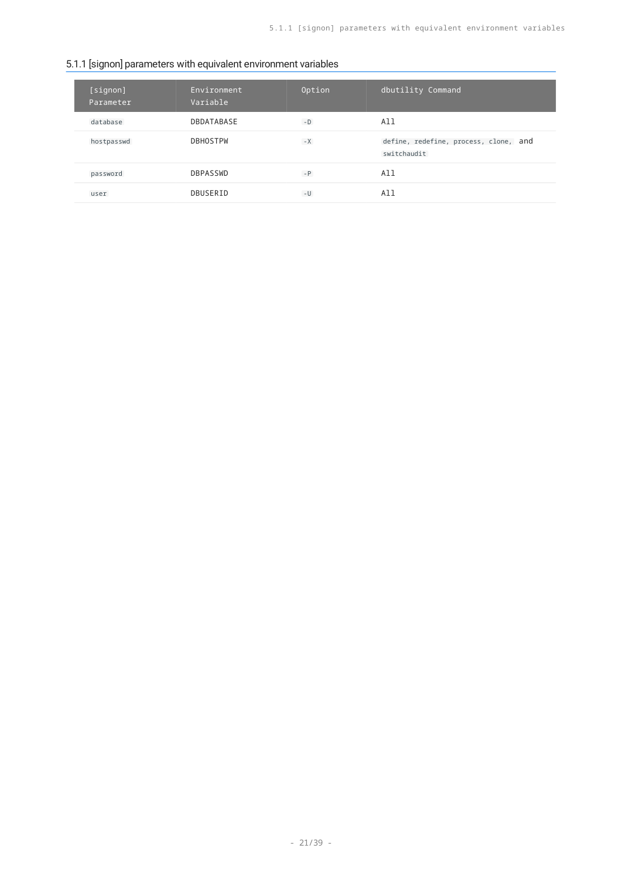### 5.1.1 [signon] parameters with equivalent environment variables

| [signon] Parameter | Environment Variable | Option | dbutility Command |
| --- | --- | --- | --- |
| `database` | DBDATABASE | `-D` | All |
| `hostpasswd` | DBHOSTPW | `-X` | `define, redefine, process, clone,` and `switchaudit` |
| `password` | DBPASSWD | `-P` | All |
| `user` | DBUSERID | `-U` | All |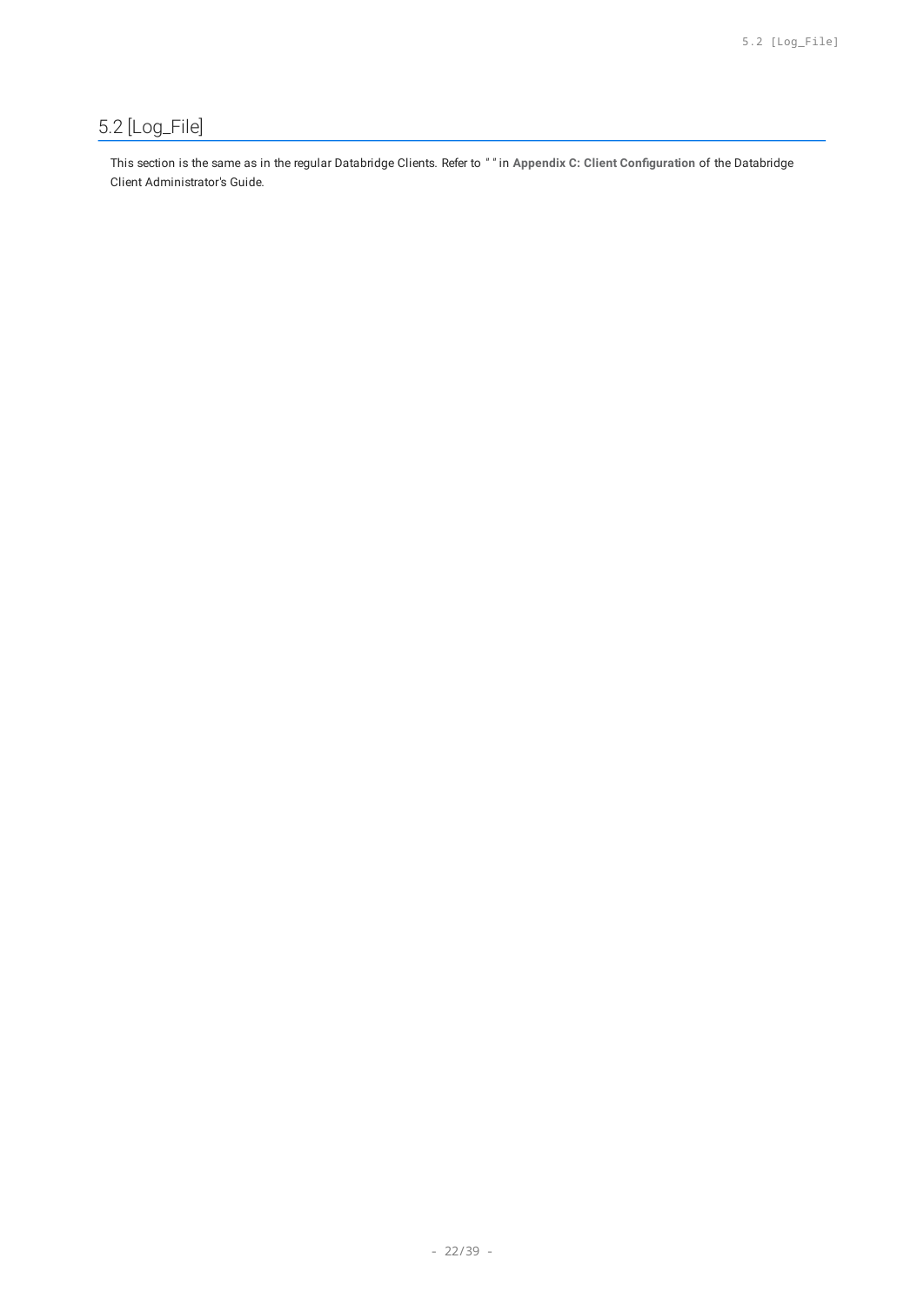## 5.2 [Log_File]

This section is the same as in the regular Databridge Clients. Refer to " " in **Appendix C: Client Configuration** of the Databridge Client Administrator's Guide.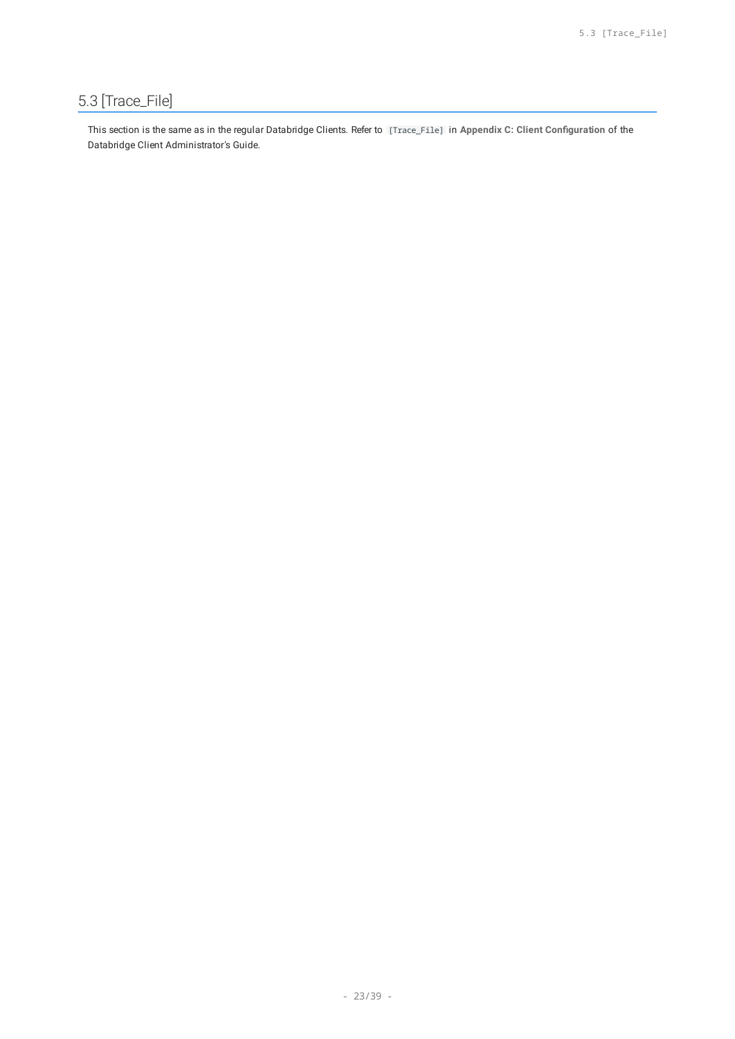## 5.3 [Trace_File]

This section is the same as in the regular Databridge Clients. Refer to `[Trace_File]` in **Appendix C: Client Configuration** of the Databridge Client Administrator's Guide.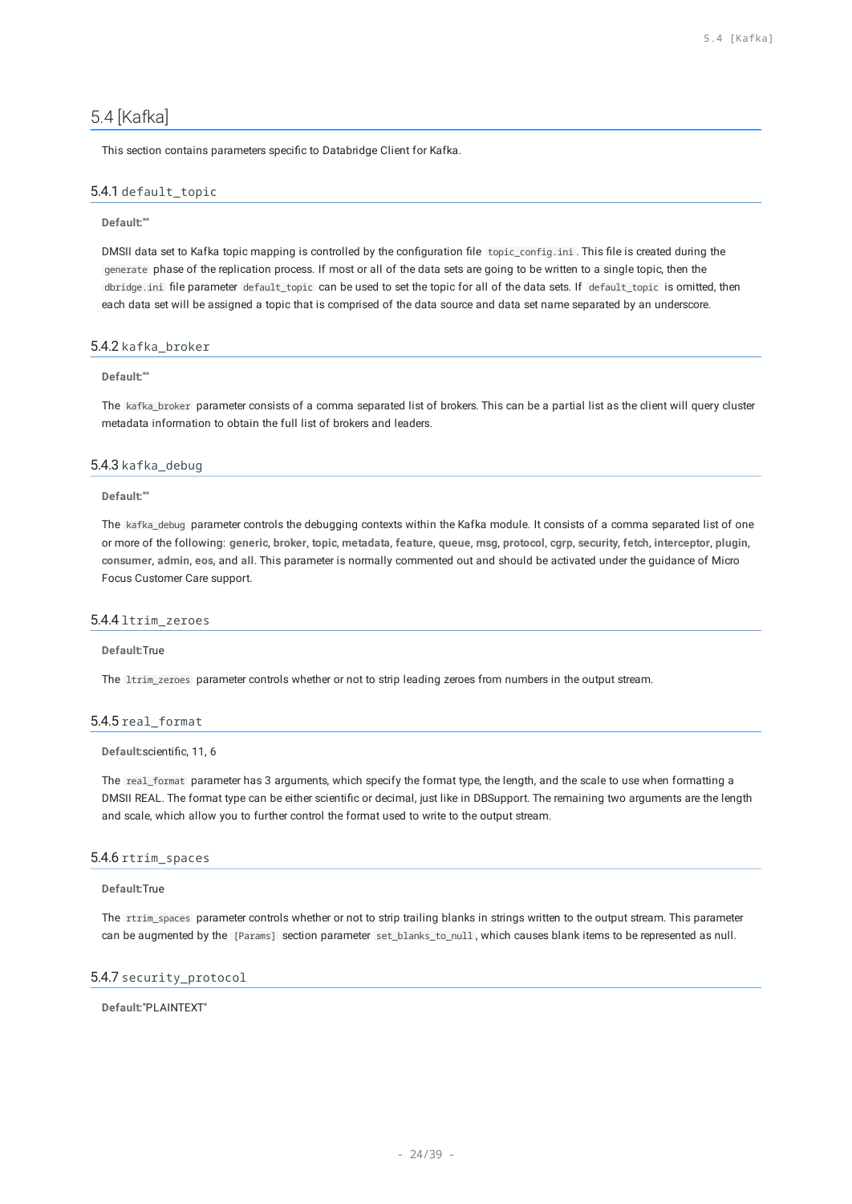## 5.4 [Kafka]

This section contains parameters specific to Databridge Client for Kafka.

### 5.4.1 `default_topic`

**Default:**""

DMSII data set to Kafka topic mapping is controlled by the configuration file `topic_config.ini`. This file is created during the `generate` phase of the replication process. If most or all of the data sets are going to be written to a single topic, then the `dbridge.ini` file parameter `default_topic` can be used to set the topic for all of the data sets. If `default_topic` is omitted, then each data set will be assigned a topic that is comprised of the data source and data set name separated by an underscore.

### 5.4.2 `kafka_broker`

**Default:**""

The `kafka_broker` parameter consists of a comma separated list of brokers. This can be a partial list as the client will query cluster metadata information to obtain the full list of brokers and leaders.

### 5.4.3 `kafka_debug`

**Default:**""

The `kafka_debug` parameter controls the debugging contexts within the Kafka module. It consists of a comma separated list of one or more of the following: **generic**, **broker**, **topic**, **metadata**, **feature**, **queue**, **msg**, **protocol**, **cgrp**, **security**, **fetch**, **interceptor**, **plugin**, **consumer**, **admin**, **eos**, and **all**. This parameter is normally commented out and should be activated under the guidance of Micro Focus Customer Care support.

### 5.4.4 `ltrim_zeroes`

**Default:**True

The `ltrim_zeroes` parameter controls whether or not to strip leading zeroes from numbers in the output stream.

### 5.4.5 `real_format`

**Default:**scientific, 11, 6

The `real_format` parameter has 3 arguments, which specify the format type, the length, and the scale to use when formatting a DMSII REAL. The format type can be either scientific or decimal, just like in DBSupport. The remaining two arguments are the length and scale, which allow you to further control the format used to write to the output stream.

### 5.4.6 `rtrim_spaces`

**Default:**True

The `rtrim_spaces` parameter controls whether or not to strip trailing blanks in strings written to the output stream. This parameter can be augmented by the `[Params]` section parameter `set_blanks_to_null`, which causes blank items to be represented as null.

### 5.4.7 `security_protocol`

**Default:**"PLAINTEXT"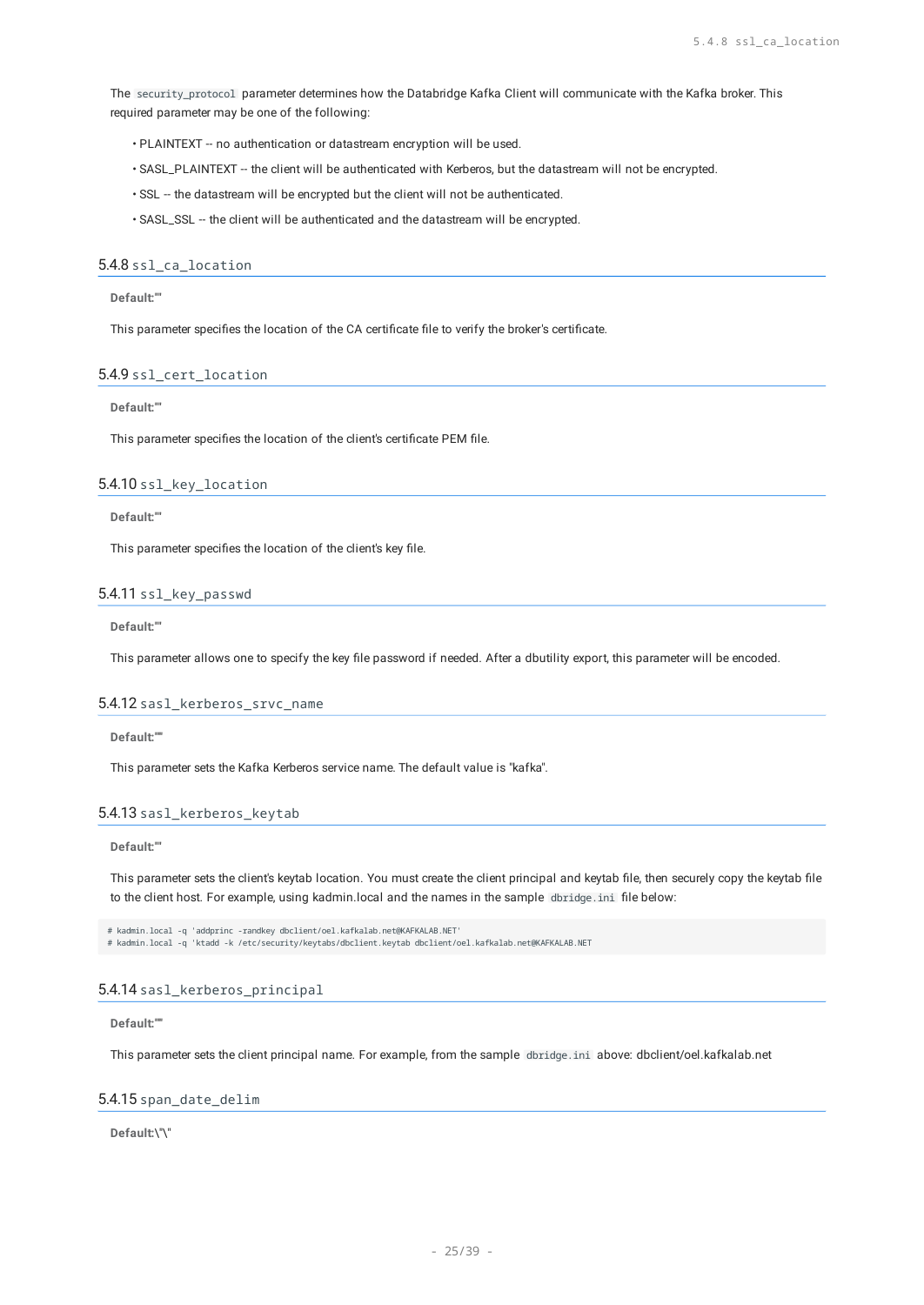The `security_protocol` parameter determines how the Databridge Kafka Client will communicate with the Kafka broker. This required parameter may be one of the following:

- PLAINTEXT -- no authentication or datastream encryption will be used.
- SASL_PLAINTEXT -- the client will be authenticated with Kerberos, but the datastream will not be encrypted.
- SSL -- the datastream will be encrypted but the client will not be authenticated.
- SASL_SSL -- the client will be authenticated and the datastream will be encrypted.

### 5.4.8 `ssl_ca_location`

**Default:** ""

This parameter specifies the location of the CA certificate file to verify the broker's certificate.

### 5.4.9 `ssl_cert_location`

**Default:** ""

This parameter specifies the location of the client's certificate PEM file.

### 5.4.10 `ssl_key_location`

**Default:** ""

This parameter specifies the location of the client's key file.

### 5.4.11 `ssl_key_passwd`

**Default:** ""

This parameter allows one to specify the key file password if needed. After a dbutility export, this parameter will be encoded.

### 5.4.12 `sasl_kerberos_srvc_name`

**Default:** ""

This parameter sets the Kafka Kerberos service name. The default value is "kafka".

### 5.4.13 `sasl_kerberos_keytab`

**Default:** ""

This parameter sets the client's keytab location. You must create the client principal and keytab file, then securely copy the keytab file to the client host. For example, using kadmin.local and the names in the sample `dbridge.ini` file below:

```
# kadmin.local -q 'addprinc -randkey dbclient/oel.kafkalab.net@KAFKALAB.NET'
# kadmin.local -q 'ktadd -k /etc/security/keytabs/dbclient.keytab dbclient/oel.kafkalab.net@KAFKALAB.NET
```

### 5.4.14 `sasl_kerberos_principal`

**Default:** ""

This parameter sets the client principal name. For example, from the sample `dbridge.ini` above: dbclient/oel.kafkalab.net

### 5.4.15 `span_date_delim`

**Default:** \"\"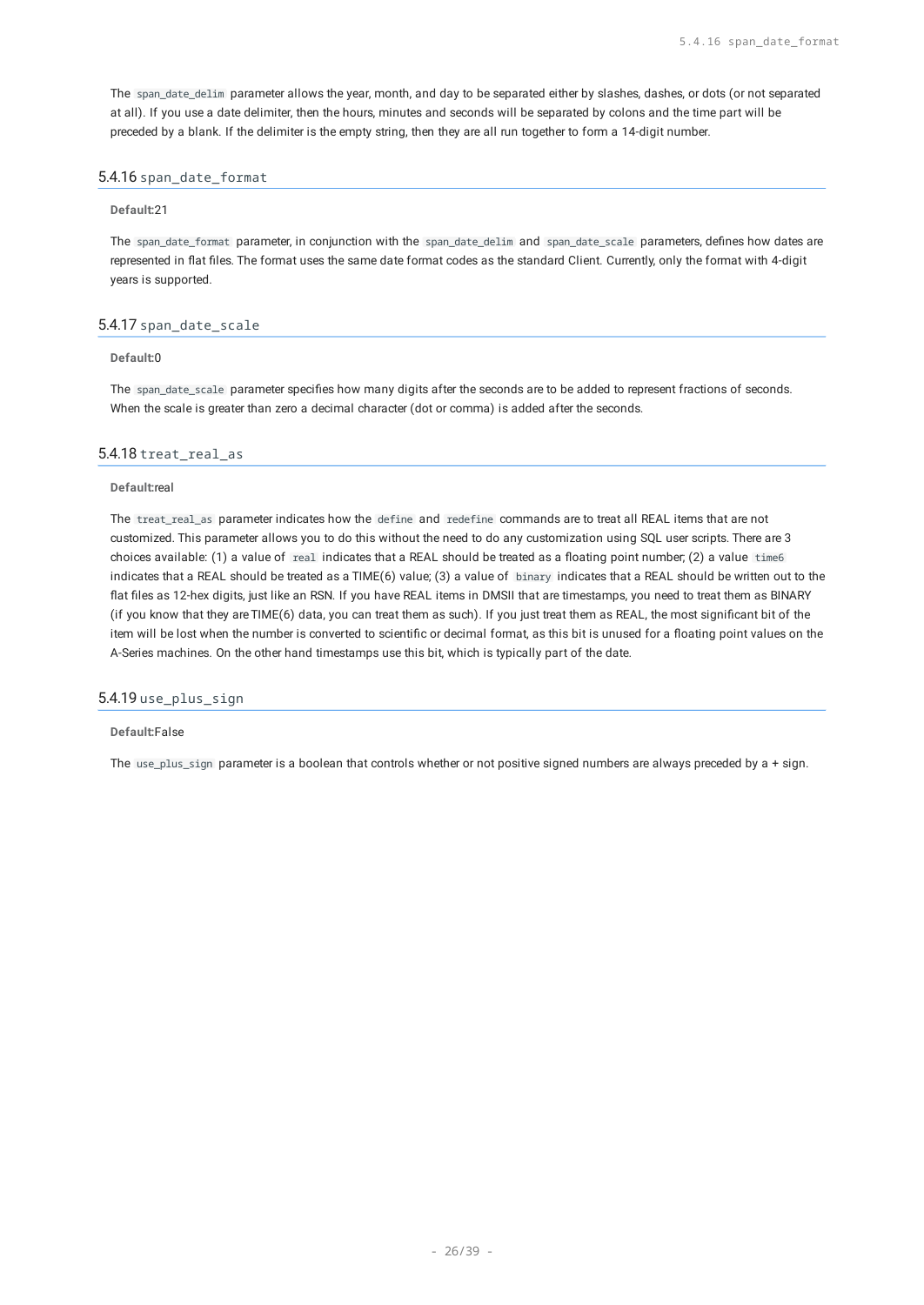The `span_date_delim` parameter allows the year, month, and day to be separated either by slashes, dashes, or dots (or not separated at all). If you use a date delimiter, then the hours, minutes and seconds will be separated by colons and the time part will be preceded by a blank. If the delimiter is the empty string, then they are all run together to form a 14-digit number.

### 5.4.16 `span_date_format`

**Default:**21

The `span_date_format` parameter, in conjunction with the `span_date_delim` and `span_date_scale` parameters, defines how dates are represented in flat files. The format uses the same date format codes as the standard Client. Currently, only the format with 4-digit years is supported.

### 5.4.17 `span_date_scale`

**Default:**0

The `span_date_scale` parameter specifies how many digits after the seconds are to be added to represent fractions of seconds. When the scale is greater than zero a decimal character (dot or comma) is added after the seconds.

### 5.4.18 `treat_real_as`

**Default:**real

The `treat_real_as` parameter indicates how the `define` and `redefine` commands are to treat all REAL items that are not customized. This parameter allows you to do this without the need to do any customization using SQL user scripts. There are 3 choices available: (1) a value of `real` indicates that a REAL should be treated as a floating point number; (2) a value `time6` indicates that a REAL should be treated as a TIME(6) value; (3) a value of `binary` indicates that a REAL should be written out to the flat files as 12-hex digits, just like an RSN. If you have REAL items in DMSII that are timestamps, you need to treat them as BINARY (if you know that they are TIME(6) data, you can treat them as such). If you just treat them as REAL, the most significant bit of the item will be lost when the number is converted to scientific or decimal format, as this bit is unused for a floating point values on the A-Series machines. On the other hand timestamps use this bit, which is typically part of the date.

### 5.4.19 `use_plus_sign`

**Default:**False

The `use_plus_sign` parameter is a boolean that controls whether or not positive signed numbers are always preceded by a + sign.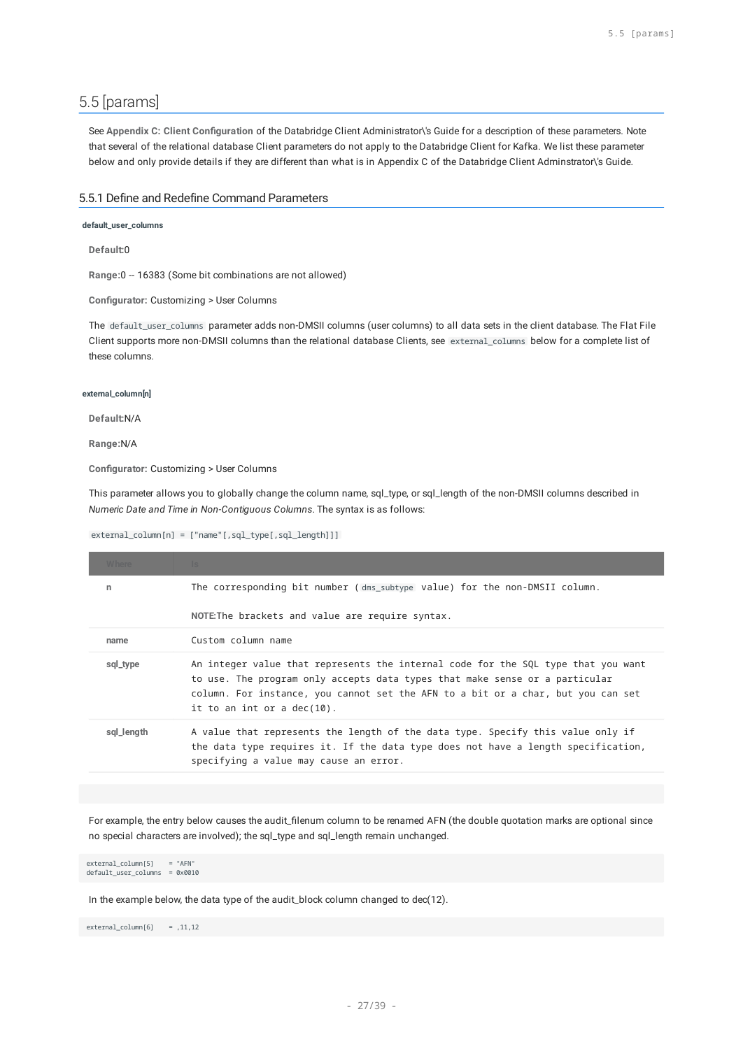## 5.5 [params]

See **Appendix C: Client Configuration** of the Databridge Client Administrator\'s Guide for a description of these parameters. Note that several of the relational database Client parameters do not apply to the Databridge Client for Kafka. We list these parameter below and only provide details if they are different than what is in Appendix C of the Databridge Client Adminstrator\'s Guide.

### 5.5.1 Define and Redefine Command Parameters

##### default_user_columns

**Default:**0

**Range:**0 -- 16383 (Some bit combinations are not allowed)

**Configurator:** Customizing > User Columns

The `default_user_columns` parameter adds non-DMSII columns (user columns) to all data sets in the client database. The Flat File Client supports more non-DMSII columns than the relational database Clients, see `external_columns` below for a complete list of these columns.

##### external_column[n]

**Default:**N/A

**Range:**N/A

**Configurator:** Customizing > User Columns

This parameter allows you to globally change the column name, sql_type, or sql_length of the non-DMSII columns described in *Numeric Date and Time in Non-Contiguous Columns*. The syntax is as follows:

`external_column[n] = ["name"[,sql_type[,sql_length]]]`

| Where | Is |
|---|---|
| **n** | The corresponding bit number ( `dms_subtype` value) for the non-DMSII column.<br><br>**NOTE:**The brackets and value are require syntax. |
| **name** | Custom column name |
| **sql_type** | An integer value that represents the internal code for the SQL type that you want to use. The program only accepts data types that make sense or a particular column. For instance, you cannot set the AFN to a bit or a char, but you can set it to an int or a dec(10). |
| **sql_length** | A value that represents the length of the data type. Specify this value only if the data type requires it. If the data type does not have a length specification, specifying a value may cause an error. |

For example, the entry below causes the audit_filenum column to be renamed AFN (the double quotation marks are optional since no special characters are involved); the sql_type and sql_length remain unchanged.

```
external_column[5]    = "AFN"
default_user_columns  = 0x0010
```

In the example below, the data type of the audit_block column changed to dec(12).

```
external_column[6]    = ,11,12
```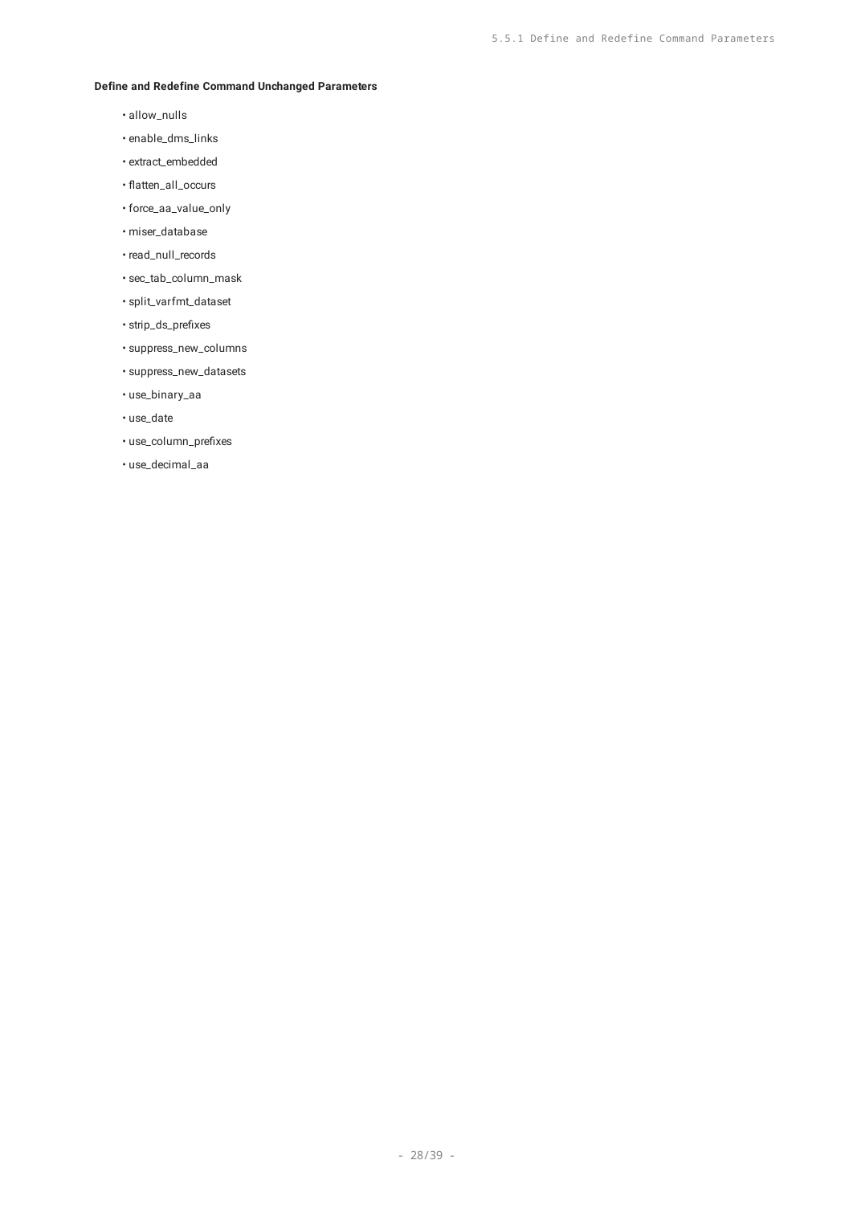**Define and Redefine Command Unchanged Parameters**

- allow_nulls
- enable_dms_links
- extract_embedded
- flatten_all_occurs
- force_aa_value_only
- miser_database
- read_null_records
- sec_tab_column_mask
- split_varfmt_dataset
- strip_ds_prefixes
- suppress_new_columns
- suppress_new_datasets
- use_binary_aa
- use_date
- use_column_prefixes
- use_decimal_aa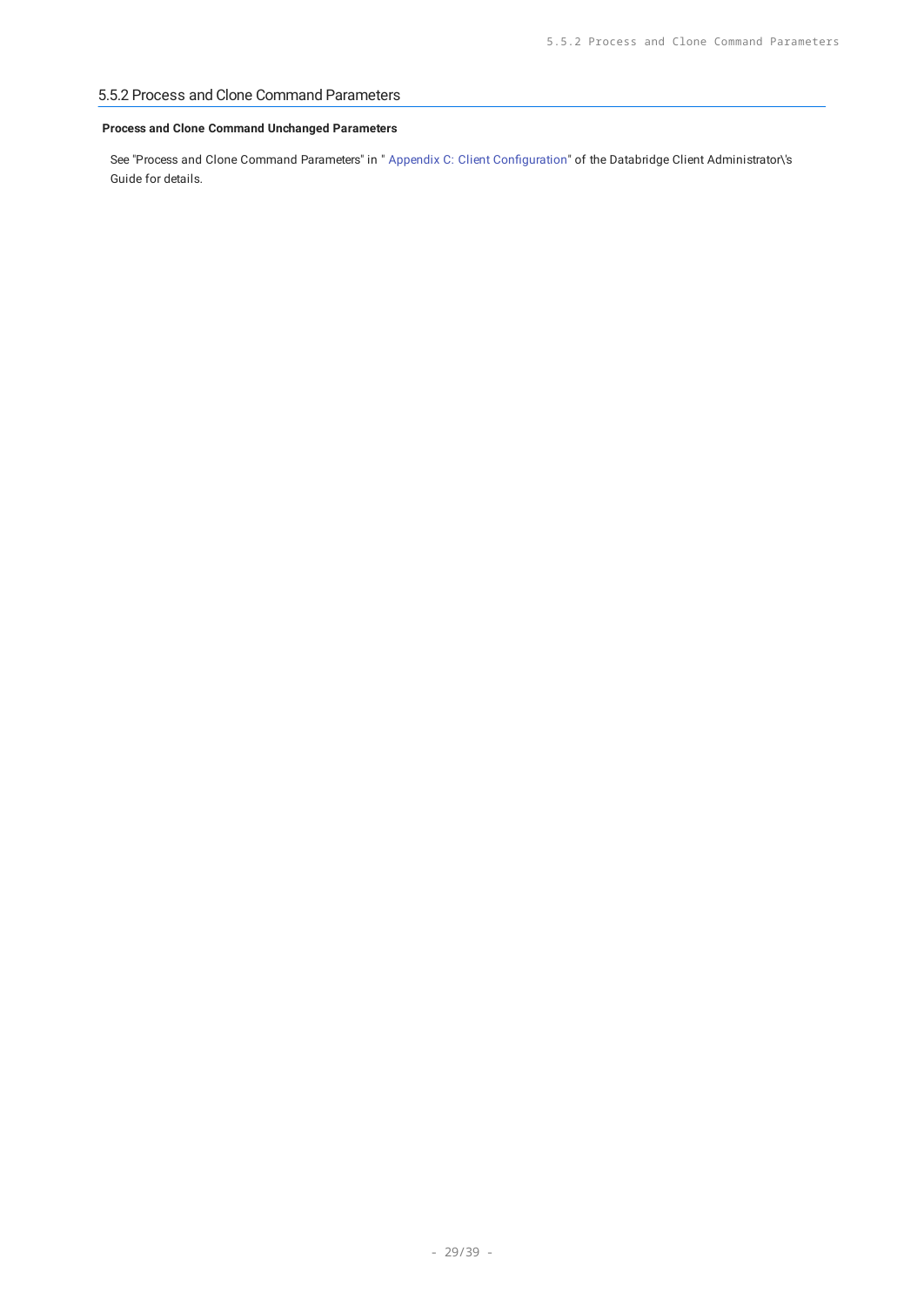## 5.5.2 Process and Clone Command Parameters

**Process and Clone Command Unchanged Parameters**

See "Process and Clone Command Parameters" in " Appendix C: Client Configuration" of the Databridge Client Administrator\'s Guide for details.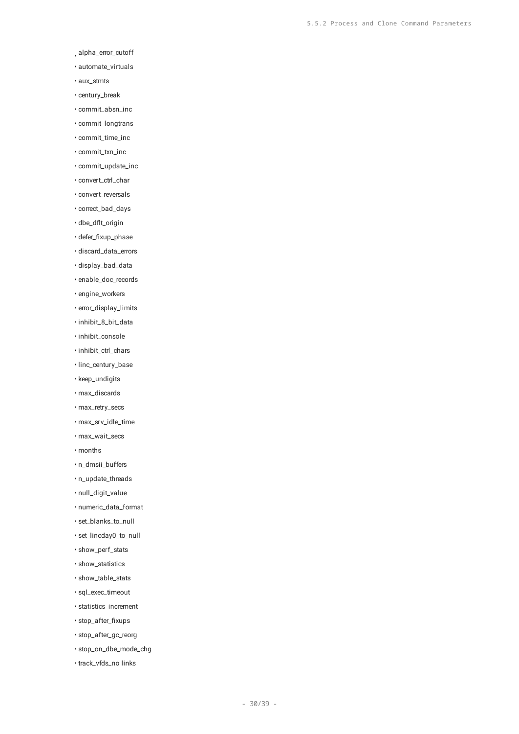- alpha_error_cutoff
- automate_virtuals
- aux_stmts
- century_break
- commit_absn_inc
- commit_longtrans
- commit_time_inc
- commit_txn_inc
- commit_update_inc
- convert_ctrl_char
- convert_reversals
- correct_bad_days
- dbe_dflt_origin
- defer_fixup_phase
- discard_data_errors
- display_bad_data
- enable_doc_records
- engine_workers
- error_display_limits
- inhibit_8_bit_data
- inhibit_console
- inhibit_ctrl_chars
- linc_century_base
- keep_undigits
- max_discards
- max_retry_secs
- max_srv_idle_time
- max_wait_secs
- months
- n_dmsii_buffers
- n_update_threads
- null_digit_value
- numeric_data_format
- set_blanks_to_null
- set_lincday0_to_null
- show_perf_stats
- show_statistics
- show_table_stats
- sql_exec_timeout
- statistics_increment
- stop_after_fixups
- stop_after_gc_reorg
- stop_on_dbe_mode_chg
- track_vfds_no links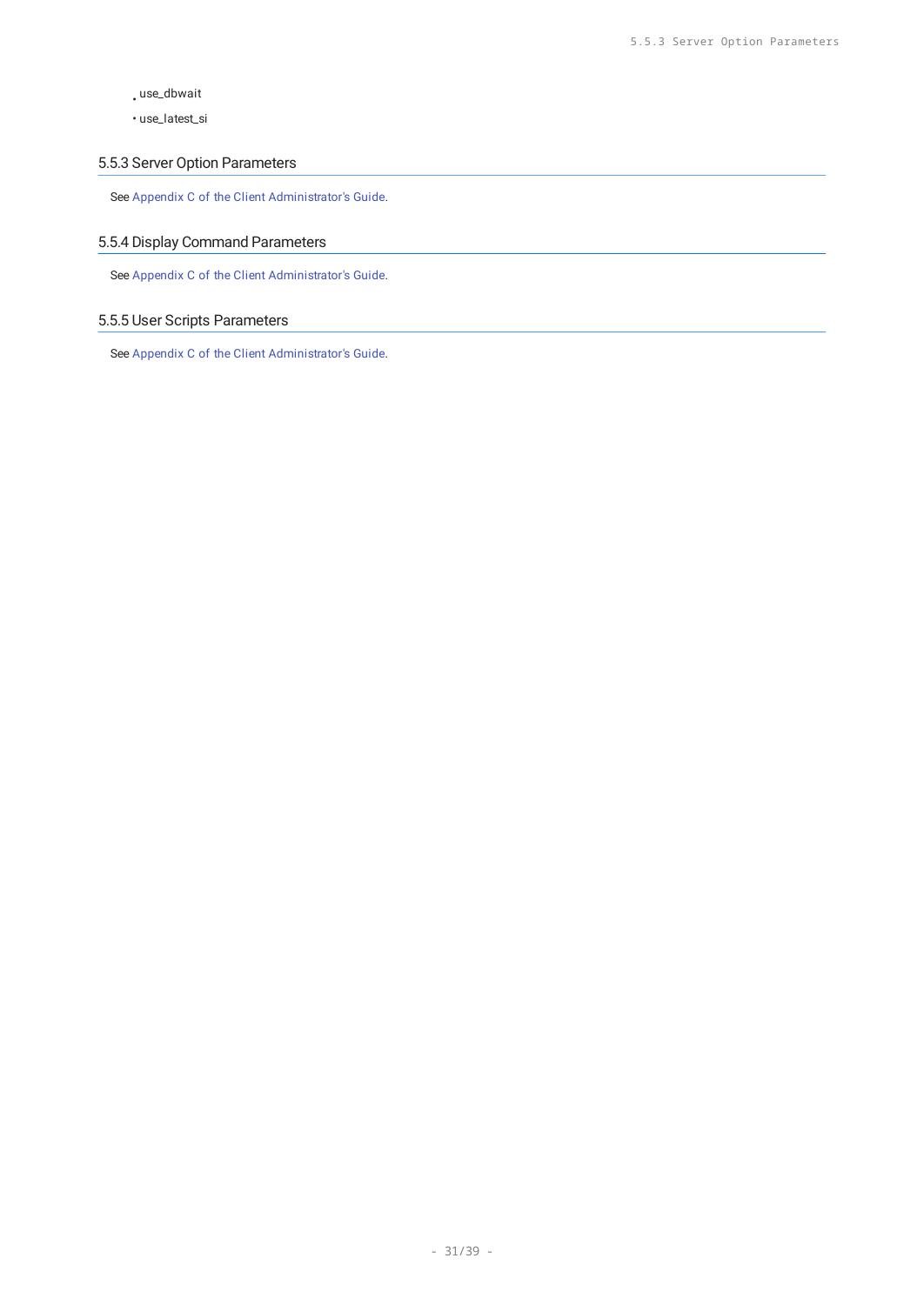- use_dbwait
- use_latest_si

### 5.5.3 Server Option Parameters

See Appendix C of the Client Administrator's Guide.

### 5.5.4 Display Command Parameters

See Appendix C of the Client Administrator's Guide.

### 5.5.5 User Scripts Parameters

See Appendix C of the Client Administrator's Guide.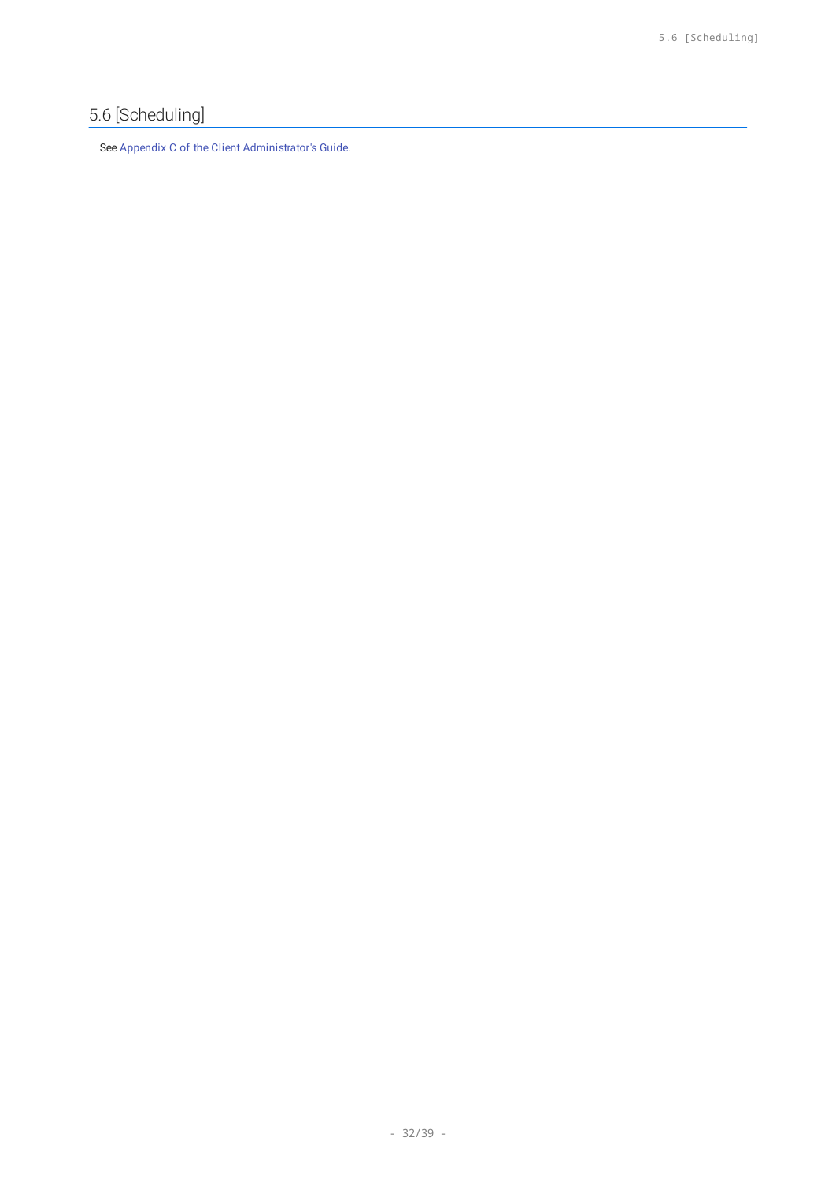## 5.6 [Scheduling]

See Appendix C of the Client Administrator's Guide.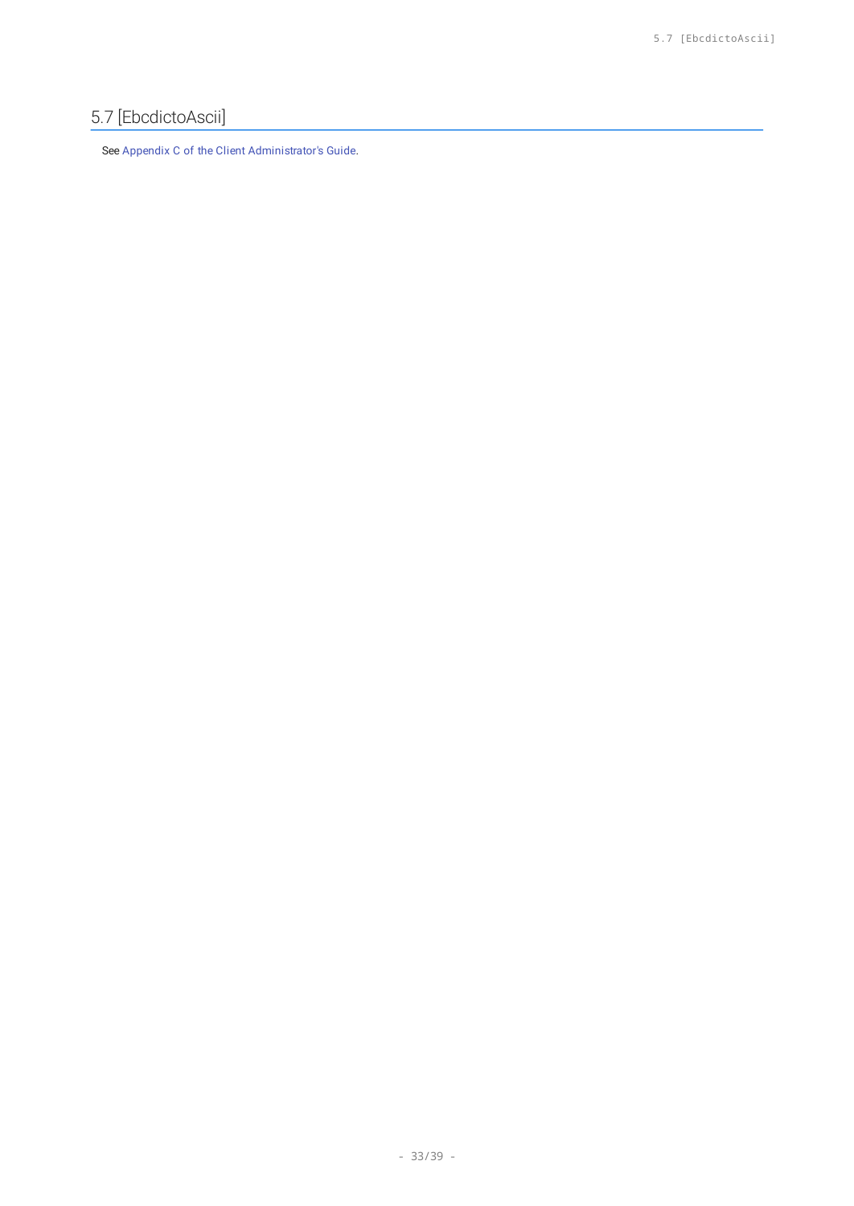## 5.7 [EbcdictoAscii]

See Appendix C of the Client Administrator's Guide.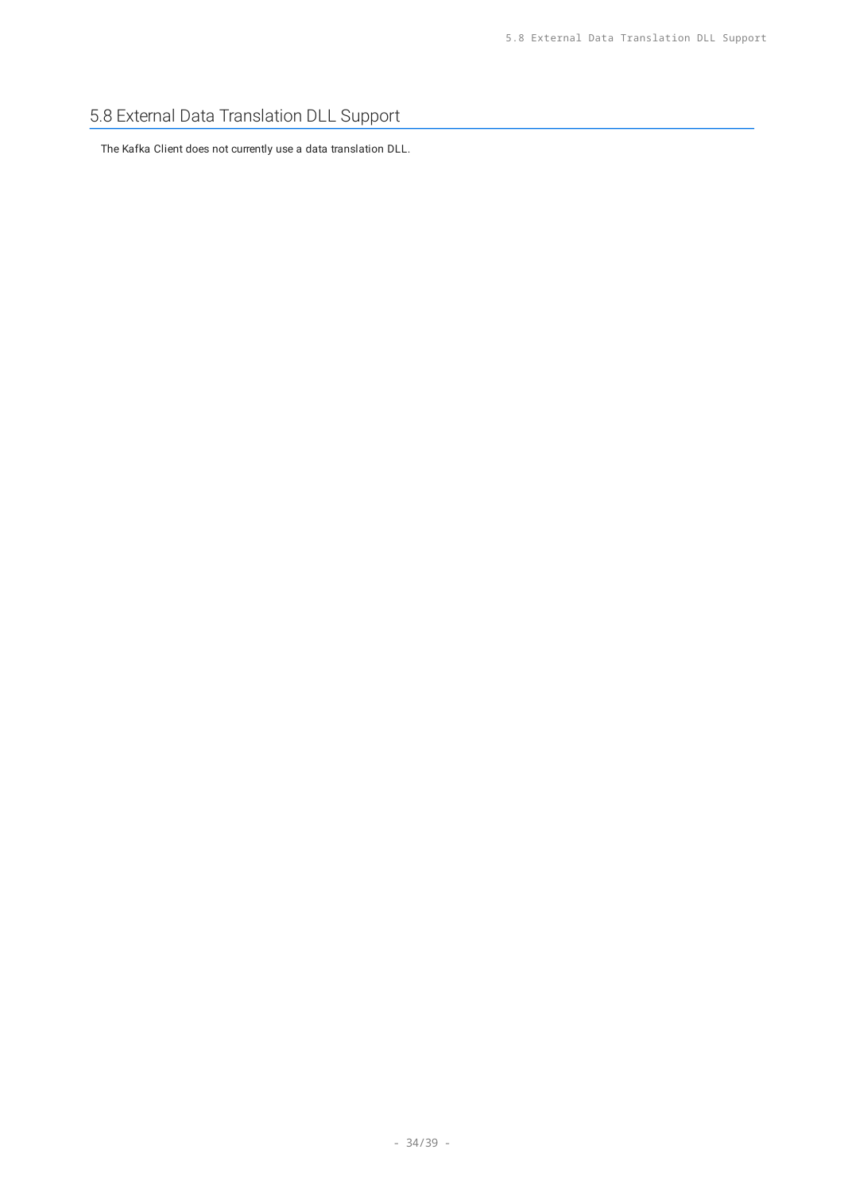## 5.8 External Data Translation DLL Support

The Kafka Client does not currently use a data translation DLL.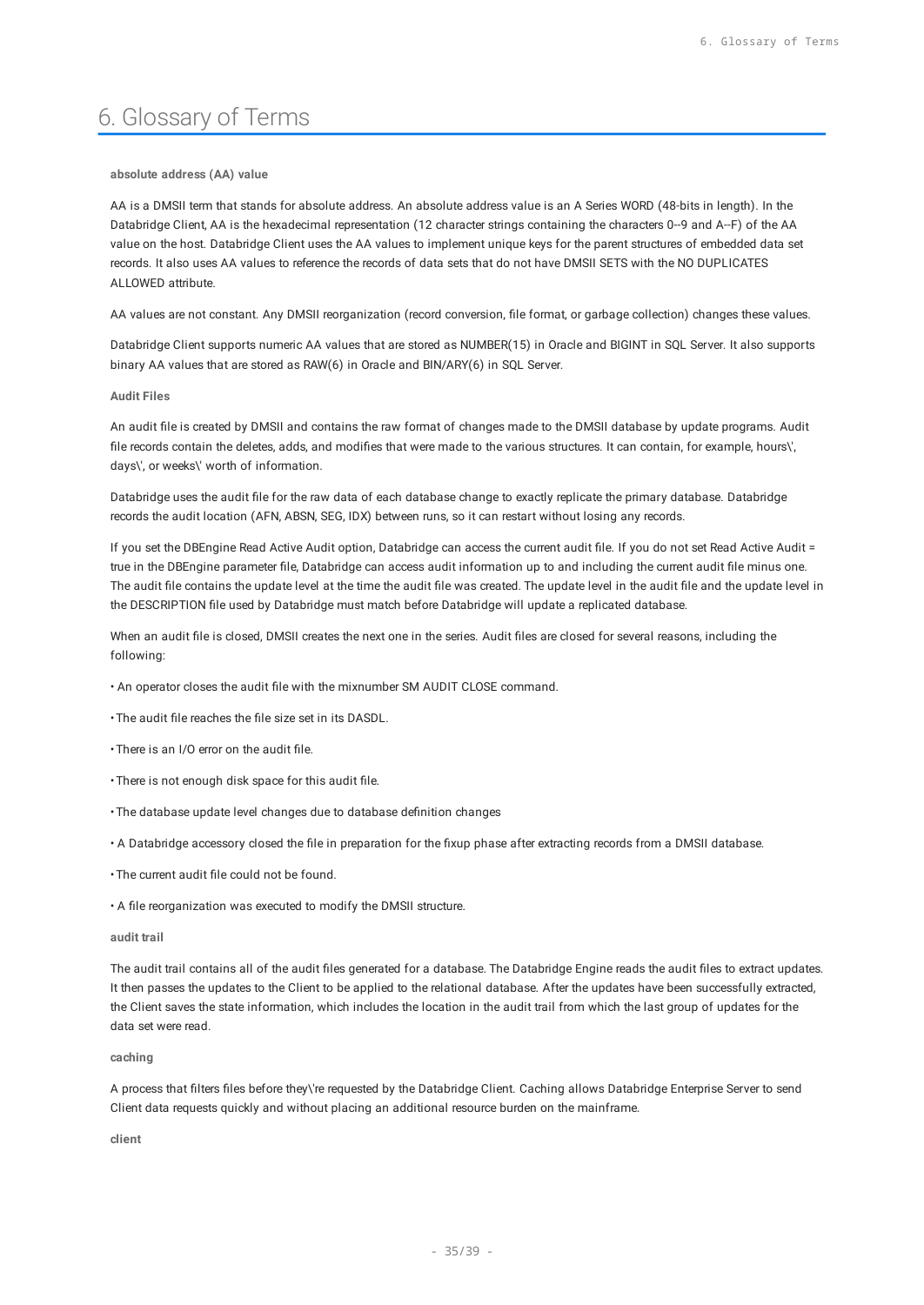# 6. Glossary of Terms

**absolute address (AA) value**

AA is a DMSII term that stands for absolute address. An absolute address value is an A Series WORD (48-bits in length). In the Databridge Client, AA is the hexadecimal representation (12 character strings containing the characters 0--9 and A--F) of the AA value on the host. Databridge Client uses the AA values to implement unique keys for the parent structures of embedded data set records. It also uses AA values to reference the records of data sets that do not have DMSII SETS with the NO DUPLICATES ALLOWED attribute.

AA values are not constant. Any DMSII reorganization (record conversion, file format, or garbage collection) changes these values.

Databridge Client supports numeric AA values that are stored as NUMBER(15) in Oracle and BIGINT in SQL Server. It also supports binary AA values that are stored as RAW(6) in Oracle and BIN/ARY(6) in SQL Server.

**Audit Files**

An audit file is created by DMSII and contains the raw format of changes made to the DMSII database by update programs. Audit file records contain the deletes, adds, and modifies that were made to the various structures. It can contain, for example, hours\', days\', or weeks\' worth of information.

Databridge uses the audit file for the raw data of each database change to exactly replicate the primary database. Databridge records the audit location (AFN, ABSN, SEG, IDX) between runs, so it can restart without losing any records.

If you set the DBEngine Read Active Audit option, Databridge can access the current audit file. If you do not set Read Active Audit = true in the DBEngine parameter file, Databridge can access audit information up to and including the current audit file minus one. The audit file contains the update level at the time the audit file was created. The update level in the audit file and the update level in the DESCRIPTION file used by Databridge must match before Databridge will update a replicated database.

When an audit file is closed, DMSII creates the next one in the series. Audit files are closed for several reasons, including the following:

- An operator closes the audit file with the mixnumber SM AUDIT CLOSE command.
- The audit file reaches the file size set in its DASDL.
- There is an I/O error on the audit file.
- There is not enough disk space for this audit file.
- The database update level changes due to database definition changes
- A Databridge accessory closed the file in preparation for the fixup phase after extracting records from a DMSII database.
- The current audit file could not be found.
- A file reorganization was executed to modify the DMSII structure.

**audit trail**

The audit trail contains all of the audit files generated for a database. The Databridge Engine reads the audit files to extract updates. It then passes the updates to the Client to be applied to the relational database. After the updates have been successfully extracted, the Client saves the state information, which includes the location in the audit trail from which the last group of updates for the data set were read.

**caching**

A process that filters files before they\'re requested by the Databridge Client. Caching allows Databridge Enterprise Server to send Client data requests quickly and without placing an additional resource burden on the mainframe.

**client**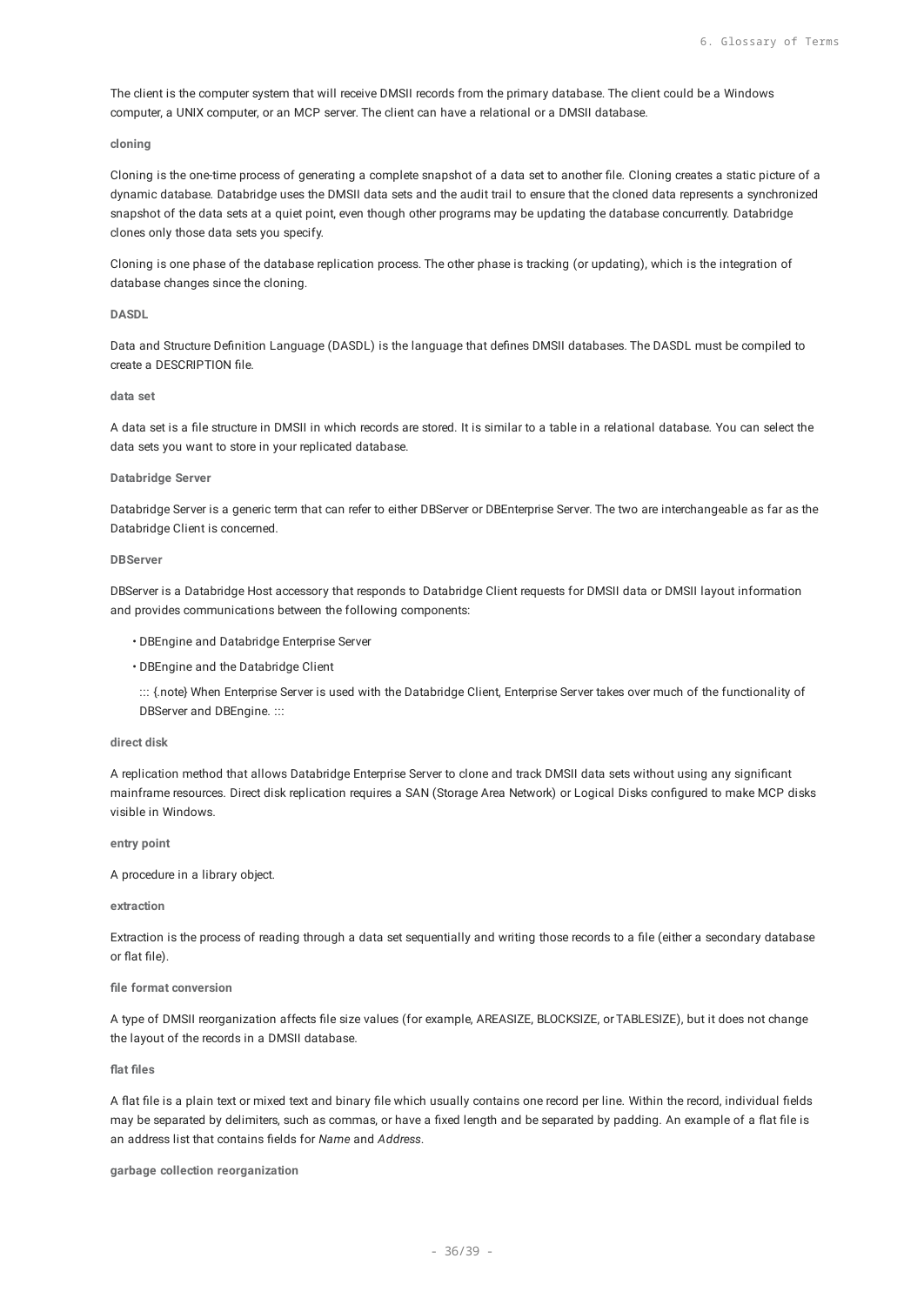The client is the computer system that will receive DMSII records from the primary database. The client could be a Windows computer, a UNIX computer, or an MCP server. The client can have a relational or a DMSII database.

**cloning**

Cloning is the one-time process of generating a complete snapshot of a data set to another file. Cloning creates a static picture of a dynamic database. Databridge uses the DMSII data sets and the audit trail to ensure that the cloned data represents a synchronized snapshot of the data sets at a quiet point, even though other programs may be updating the database concurrently. Databridge clones only those data sets you specify.

Cloning is one phase of the database replication process. The other phase is tracking (or updating), which is the integration of database changes since the cloning.

**DASDL**

Data and Structure Definition Language (DASDL) is the language that defines DMSII databases. The DASDL must be compiled to create a DESCRIPTION file.

**data set**

A data set is a file structure in DMSII in which records are stored. It is similar to a table in a relational database. You can select the data sets you want to store in your replicated database.

**Databridge Server**

Databridge Server is a generic term that can refer to either DBServer or DBEnterprise Server. The two are interchangeable as far as the Databridge Client is concerned.

**DBServer**

DBServer is a Databridge Host accessory that responds to Databridge Client requests for DMSII data or DMSII layout information and provides communications between the following components:

- DBEngine and Databridge Enterprise Server
- DBEngine and the Databridge Client

  ::: {.note} When Enterprise Server is used with the Databridge Client, Enterprise Server takes over much of the functionality of DBServer and DBEngine. :::

**direct disk**

A replication method that allows Databridge Enterprise Server to clone and track DMSII data sets without using any significant mainframe resources. Direct disk replication requires a SAN (Storage Area Network) or Logical Disks configured to make MCP disks visible in Windows.

**entry point**

A procedure in a library object.

**extraction**

Extraction is the process of reading through a data set sequentially and writing those records to a file (either a secondary database or flat file).

**file format conversion**

A type of DMSII reorganization affects file size values (for example, AREASIZE, BLOCKSIZE, or TABLESIZE), but it does not change the layout of the records in a DMSII database.

**flat files**

A flat file is a plain text or mixed text and binary file which usually contains one record per line. Within the record, individual fields may be separated by delimiters, such as commas, or have a fixed length and be separated by padding. An example of a flat file is an address list that contains fields for *Name* and *Address*.

**garbage collection reorganization**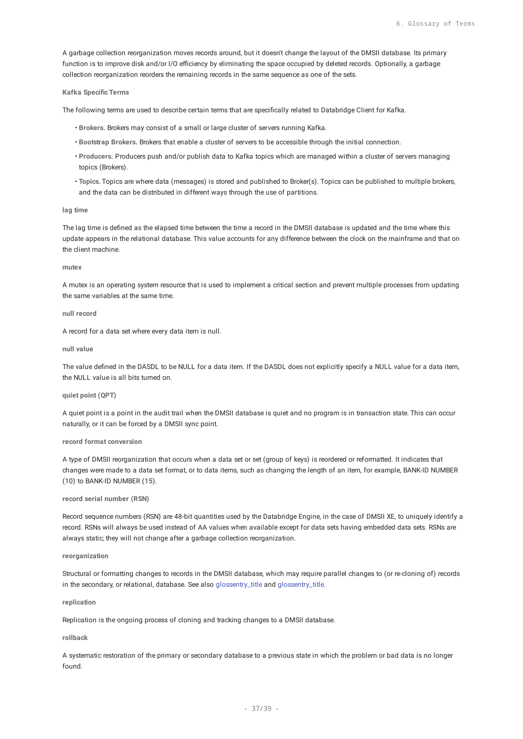A garbage collection reorganization moves records around, but it doesn't change the layout of the DMSII database. Its primary function is to improve disk and/or I/O efficiency by eliminating the space occupied by deleted records. Optionally, a garbage collection reorganization reorders the remaining records in the same sequence as one of the sets.

**Kafka Specific Terms**

The following terms are used to describe certain terms that are specifically related to Databridge Client for Kafka.

- **Brokers.** Brokers may consist of a small or large cluster of servers running Kafka.
- **Bootstrap Brokers.** Brokers that enable a cluster of servers to be accessible through the initial connection.
- **Producers.** Producers push and/or publish data to Kafka topics which are managed within a cluster of servers managing topics (Brokers).
- **Topics.** Topics are where data (messages) is stored and published to Broker(s). Topics can be published to multiple brokers, and the data can be distributed in different ways through the use of partitions.

**lag time**

The lag time is defined as the elapsed time between the time a record in the DMSII database is updated and the time where this update appears in the relational database. This value accounts for any difference between the clock on the mainframe and that on the client machine.

**mutex**

A mutex is an operating system resource that is used to implement a critical section and prevent multiple processes from updating the same variables at the same time.

**null record**

A record for a data set where every data item is null.

**null value**

The value defined in the DASDL to be NULL for a data item. If the DASDL does not explicitly specify a NULL value for a data item, the NULL value is all bits turned on.

**quiet point (QPT)**

A quiet point is a point in the audit trail when the DMSII database is quiet and no program is in transaction state. This can occur naturally, or it can be forced by a DMSII sync point.

**record format conversion**

A type of DMSII reorganization that occurs when a data set or set (group of keys) is reordered or reformatted. It indicates that changes were made to a data set format, or to data items, such as changing the length of an item, for example, BANK-ID NUMBER (10) to BANK-ID NUMBER (15).

**record serial number (RSN)**

Record sequence numbers (RSN) are 48-bit quantities used by the Databridge Engine, in the case of DMSII XE, to uniquely identify a record. RSNs will always be used instead of AA values when available except for data sets having embedded data sets. RSNs are always static; they will not change after a garbage collection reorganization.

**reorganization**

Structural or formatting changes to records in the DMSII database, which may require parallel changes to (or re-cloning of) records in the secondary, or relational, database. See also glossentry_title and glossentry_title.

**replication**

Replication is the ongoing process of cloning and tracking changes to a DMSII database.

**rollback**

A systematic restoration of the primary or secondary database to a previous state in which the problem or bad data is no longer found.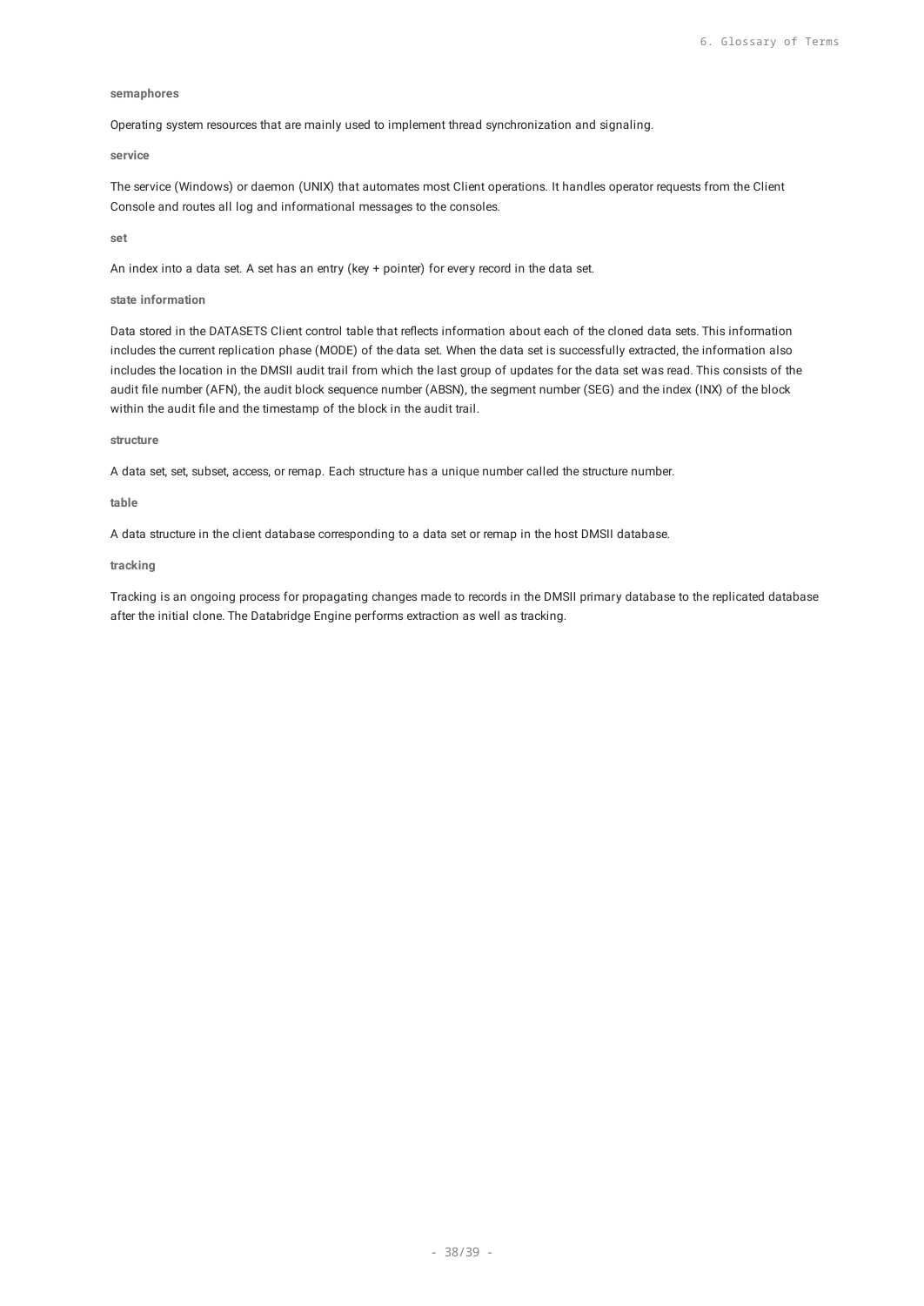**semaphores**

Operating system resources that are mainly used to implement thread synchronization and signaling.

**service**

The service (Windows) or daemon (UNIX) that automates most Client operations. It handles operator requests from the Client Console and routes all log and informational messages to the consoles.

**set**

An index into a data set. A set has an entry (key + pointer) for every record in the data set.

**state information**

Data stored in the DATASETS Client control table that reflects information about each of the cloned data sets. This information includes the current replication phase (MODE) of the data set. When the data set is successfully extracted, the information also includes the location in the DMSII audit trail from which the last group of updates for the data set was read. This consists of the audit file number (AFN), the audit block sequence number (ABSN), the segment number (SEG) and the index (INX) of the block within the audit file and the timestamp of the block in the audit trail.

**structure**

A data set, set, subset, access, or remap. Each structure has a unique number called the structure number.

**table**

A data structure in the client database corresponding to a data set or remap in the host DMSII database.

**tracking**

Tracking is an ongoing process for propagating changes made to records in the DMSII primary database to the replicated database after the initial clone. The Databridge Engine performs extraction as well as tracking.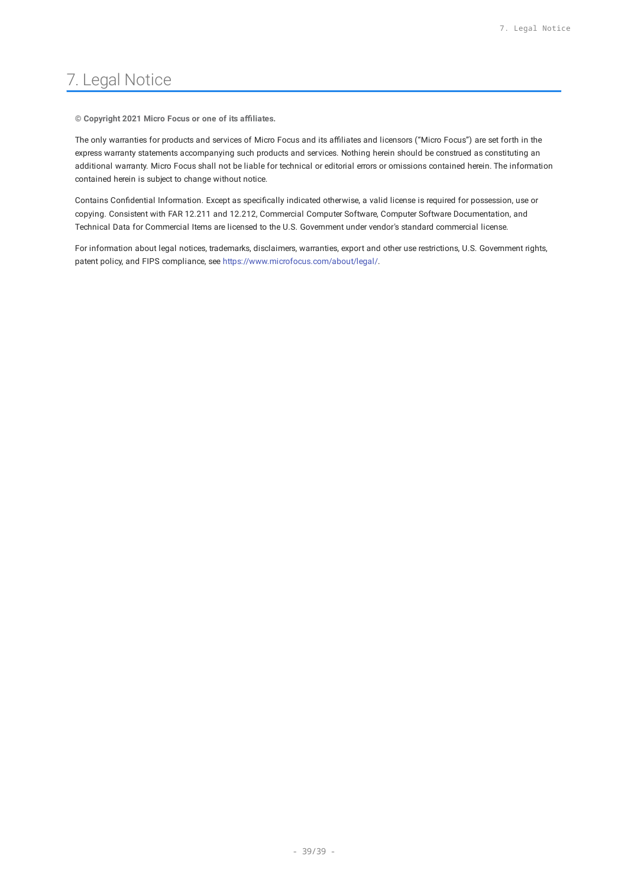# 7. Legal Notice

**© Copyright 2021 Micro Focus or one of its affiliates.**

The only warranties for products and services of Micro Focus and its affiliates and licensors ("Micro Focus") are set forth in the express warranty statements accompanying such products and services. Nothing herein should be construed as constituting an additional warranty. Micro Focus shall not be liable for technical or editorial errors or omissions contained herein. The information contained herein is subject to change without notice.

Contains Confidential Information. Except as specifically indicated otherwise, a valid license is required for possession, use or copying. Consistent with FAR 12.211 and 12.212, Commercial Computer Software, Computer Software Documentation, and Technical Data for Commercial Items are licensed to the U.S. Government under vendor's standard commercial license.

For information about legal notices, trademarks, disclaimers, warranties, export and other use restrictions, U.S. Government rights, patent policy, and FIPS compliance, see https://www.microfocus.com/about/legal/.